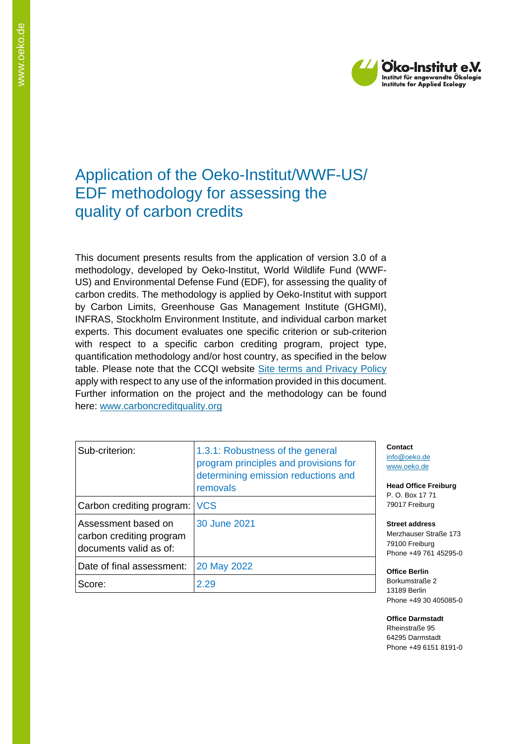# Application of the Oeko-Institut/WWF-US/ EDF methodology for assessing the quality of carbon credits

This document presents results from the application of version 3.0 of a methodology, developed by Oeko-Institut, World Wildlife Fund (WWF-US) and Environmental Defense Fund (EDF), for assessing the quality of carbon credits. The methodology is applied by Oeko-Institut with support by Carbon Limits, Greenhouse Gas Management Institute (GHGMI), INFRAS, Stockholm Environment Institute, and individual carbon market experts. This document evaluates one specific criterion or sub-criterion with respect to a specific carbon crediting program, project type, quantification methodology and/or host country, as specified in the below table. Please note that the CCQI website Site terms and Privacy Policy apply with respect to any use of the information provided in this document. Further information on the project and the methodology can be found here: www.carboncreditquality.org

| Sub-criterion: | 1.3.1: Robustness of the general program principles and provisions for determining emission reductions and removals |
|---|---|
| Carbon crediting program: | VCS |
| Assessment based on carbon crediting program documents valid as of: | 30 June 2021 |
| Date of final assessment: | 20 May 2022 |
| Score: | 2.29 |

**Contact**
info@oeko.de
www.oeko.de

**Head Office Freiburg**
P. O. Box 17 71
79017 Freiburg

**Street address**
Merzhauser Straße 173
79100 Freiburg
Phone +49 761 45295-0

**Office Berlin**
Borkumstraße 2
13189 Berlin
Phone +49 30 405085-0

**Office Darmstadt**
Rheinstraße 95
64295 Darmstadt
Phone +49 6151 8191-0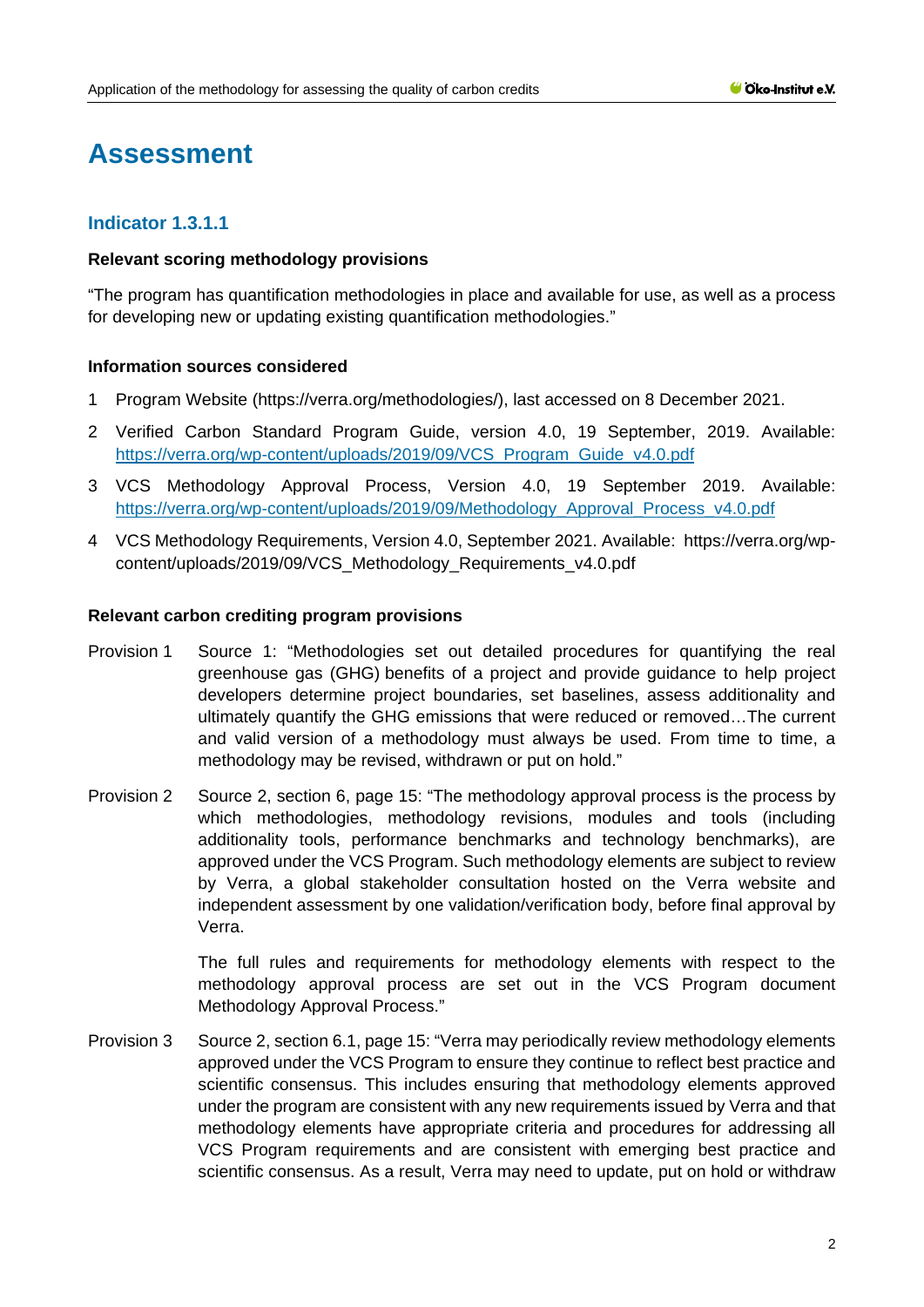# Assessment

## Indicator 1.3.1.1

**Relevant scoring methodology provisions**

"The program has quantification methodologies in place and available for use, as well as a process for developing new or updating existing quantification methodologies."

**Information sources considered**

1. Program Website (https://verra.org/methodologies/), last accessed on 8 December 2021.
2. Verified Carbon Standard Program Guide, version 4.0, 19 September, 2019. Available: https://verra.org/wp-content/uploads/2019/09/VCS_Program_Guide_v4.0.pdf
3. VCS Methodology Approval Process, Version 4.0, 19 September 2019. Available: https://verra.org/wp-content/uploads/2019/09/Methodology_Approval_Process_v4.0.pdf
4. VCS Methodology Requirements, Version 4.0, September 2021. Available: https://verra.org/wp-content/uploads/2019/09/VCS_Methodology_Requirements_v4.0.pdf

**Relevant carbon crediting program provisions**

Provision 1 Source 1: "Methodologies set out detailed procedures for quantifying the real greenhouse gas (GHG) benefits of a project and provide guidance to help project developers determine project boundaries, set baselines, assess additionality and ultimately quantify the GHG emissions that were reduced or removed…The current and valid version of a methodology must always be used. From time to time, a methodology may be revised, withdrawn or put on hold."

Provision 2 Source 2, section 6, page 15: "The methodology approval process is the process by which methodologies, methodology revisions, modules and tools (including additionality tools, performance benchmarks and technology benchmarks), are approved under the VCS Program. Such methodology elements are subject to review by Verra, a global stakeholder consultation hosted on the Verra website and independent assessment by one validation/verification body, before final approval by Verra.

The full rules and requirements for methodology elements with respect to the methodology approval process are set out in the VCS Program document Methodology Approval Process."

Provision 3 Source 2, section 6.1, page 15: "Verra may periodically review methodology elements approved under the VCS Program to ensure they continue to reflect best practice and scientific consensus. This includes ensuring that methodology elements approved under the program are consistent with any new requirements issued by Verra and that methodology elements have appropriate criteria and procedures for addressing all VCS Program requirements and are consistent with emerging best practice and scientific consensus. As a result, Verra may need to update, put on hold or withdraw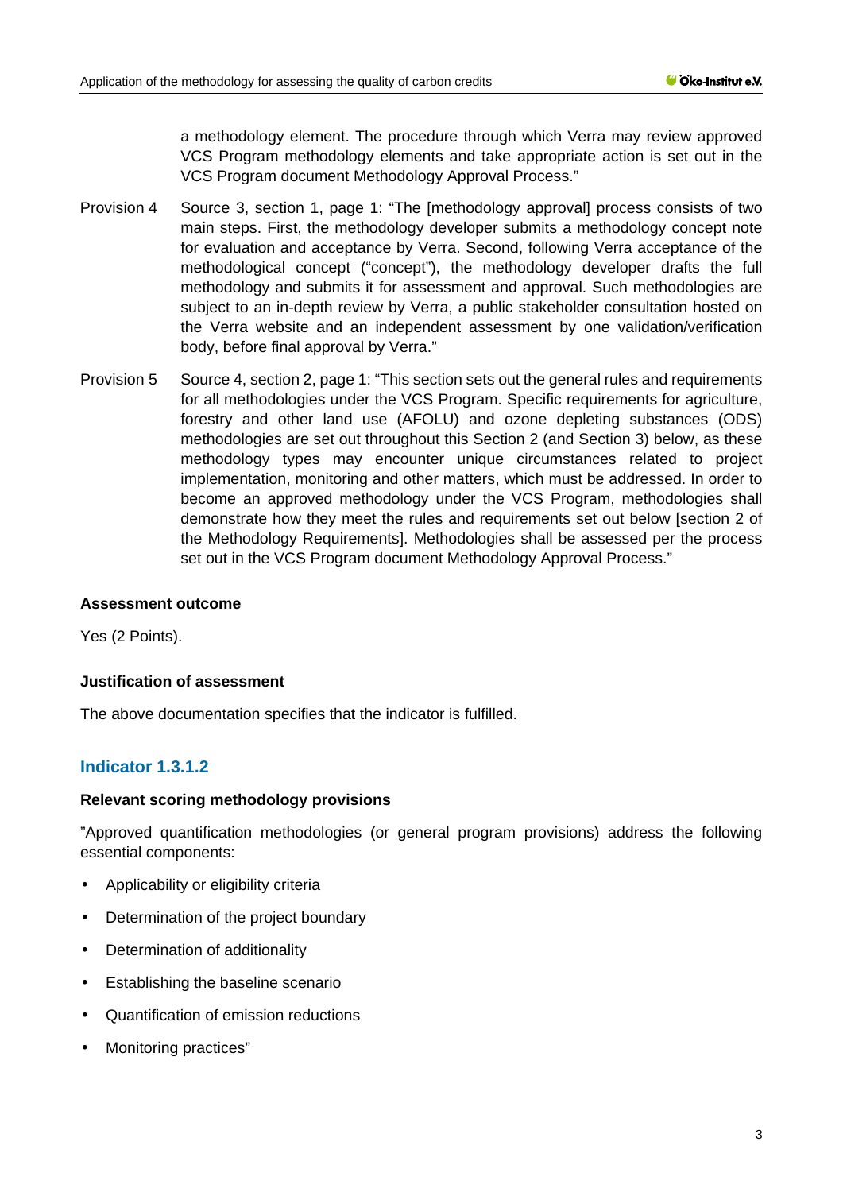a methodology element. The procedure through which Verra may review approved VCS Program methodology elements and take appropriate action is set out in the VCS Program document Methodology Approval Process."

Provision 4 Source 3, section 1, page 1: "The [methodology approval] process consists of two main steps. First, the methodology developer submits a methodology concept note for evaluation and acceptance by Verra. Second, following Verra acceptance of the methodological concept ("concept"), the methodology developer drafts the full methodology and submits it for assessment and approval. Such methodologies are subject to an in-depth review by Verra, a public stakeholder consultation hosted on the Verra website and an independent assessment by one validation/verification body, before final approval by Verra."

Provision 5 Source 4, section 2, page 1: "This section sets out the general rules and requirements for all methodologies under the VCS Program. Specific requirements for agriculture, forestry and other land use (AFOLU) and ozone depleting substances (ODS) methodologies are set out throughout this Section 2 (and Section 3) below, as these methodology types may encounter unique circumstances related to project implementation, monitoring and other matters, which must be addressed. In order to become an approved methodology under the VCS Program, methodologies shall demonstrate how they meet the rules and requirements set out below [section 2 of the Methodology Requirements]. Methodologies shall be assessed per the process set out in the VCS Program document Methodology Approval Process."

**Assessment outcome**

Yes (2 Points).

**Justification of assessment**

The above documentation specifies that the indicator is fulfilled.

### Indicator 1.3.1.2

**Relevant scoring methodology provisions**

"Approved quantification methodologies (or general program provisions) address the following essential components:

- Applicability or eligibility criteria
- Determination of the project boundary
- Determination of additionality
- Establishing the baseline scenario
- Quantification of emission reductions
- Monitoring practices"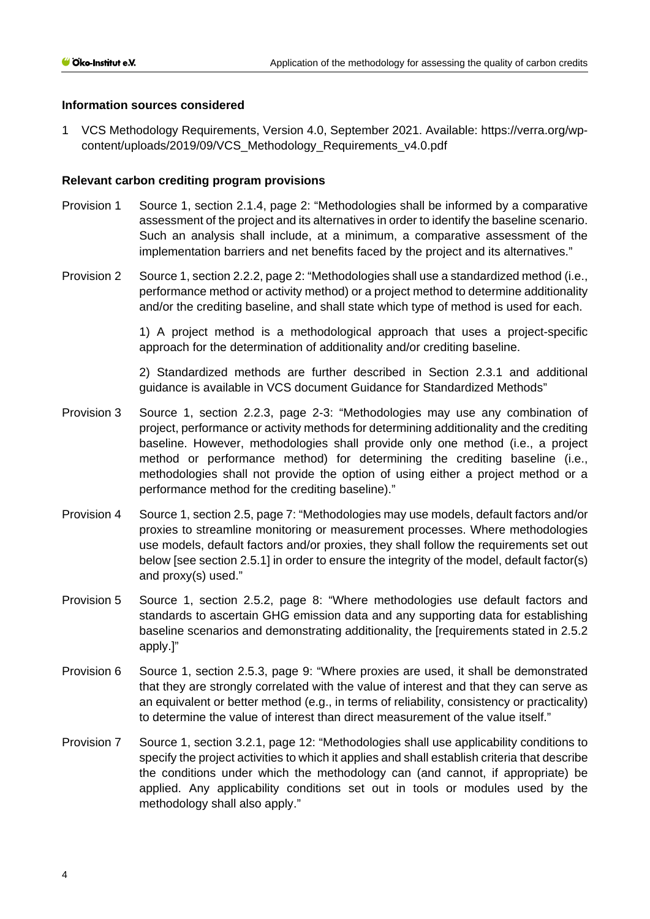### Information sources considered

1 VCS Methodology Requirements, Version 4.0, September 2021. Available: https://verra.org/wp-content/uploads/2019/09/VCS_Methodology_Requirements_v4.0.pdf

### Relevant carbon crediting program provisions

Provision 1 Source 1, section 2.1.4, page 2: "Methodologies shall be informed by a comparative assessment of the project and its alternatives in order to identify the baseline scenario. Such an analysis shall include, at a minimum, a comparative assessment of the implementation barriers and net benefits faced by the project and its alternatives."

Provision 2 Source 1, section 2.2.2, page 2: "Methodologies shall use a standardized method (i.e., performance method or activity method) or a project method to determine additionality and/or the crediting baseline, and shall state which type of method is used for each.

1) A project method is a methodological approach that uses a project-specific approach for the determination of additionality and/or crediting baseline.

2) Standardized methods are further described in Section 2.3.1 and additional guidance is available in VCS document Guidance for Standardized Methods"

Provision 3 Source 1, section 2.2.3, page 2-3: "Methodologies may use any combination of project, performance or activity methods for determining additionality and the crediting baseline. However, methodologies shall provide only one method (i.e., a project method or performance method) for determining the crediting baseline (i.e., methodologies shall not provide the option of using either a project method or a performance method for the crediting baseline)."

Provision 4 Source 1, section 2.5, page 7: "Methodologies may use models, default factors and/or proxies to streamline monitoring or measurement processes. Where methodologies use models, default factors and/or proxies, they shall follow the requirements set out below [see section 2.5.1] in order to ensure the integrity of the model, default factor(s) and proxy(s) used."

Provision 5 Source 1, section 2.5.2, page 8: "Where methodologies use default factors and standards to ascertain GHG emission data and any supporting data for establishing baseline scenarios and demonstrating additionality, the [requirements stated in 2.5.2 apply.]"

Provision 6 Source 1, section 2.5.3, page 9: "Where proxies are used, it shall be demonstrated that they are strongly correlated with the value of interest and that they can serve as an equivalent or better method (e.g., in terms of reliability, consistency or practicality) to determine the value of interest than direct measurement of the value itself."

Provision 7 Source 1, section 3.2.1, page 12: "Methodologies shall use applicability conditions to specify the project activities to which it applies and shall establish criteria that describe the conditions under which the methodology can (and cannot, if appropriate) be applied. Any applicability conditions set out in tools or modules used by the methodology shall also apply."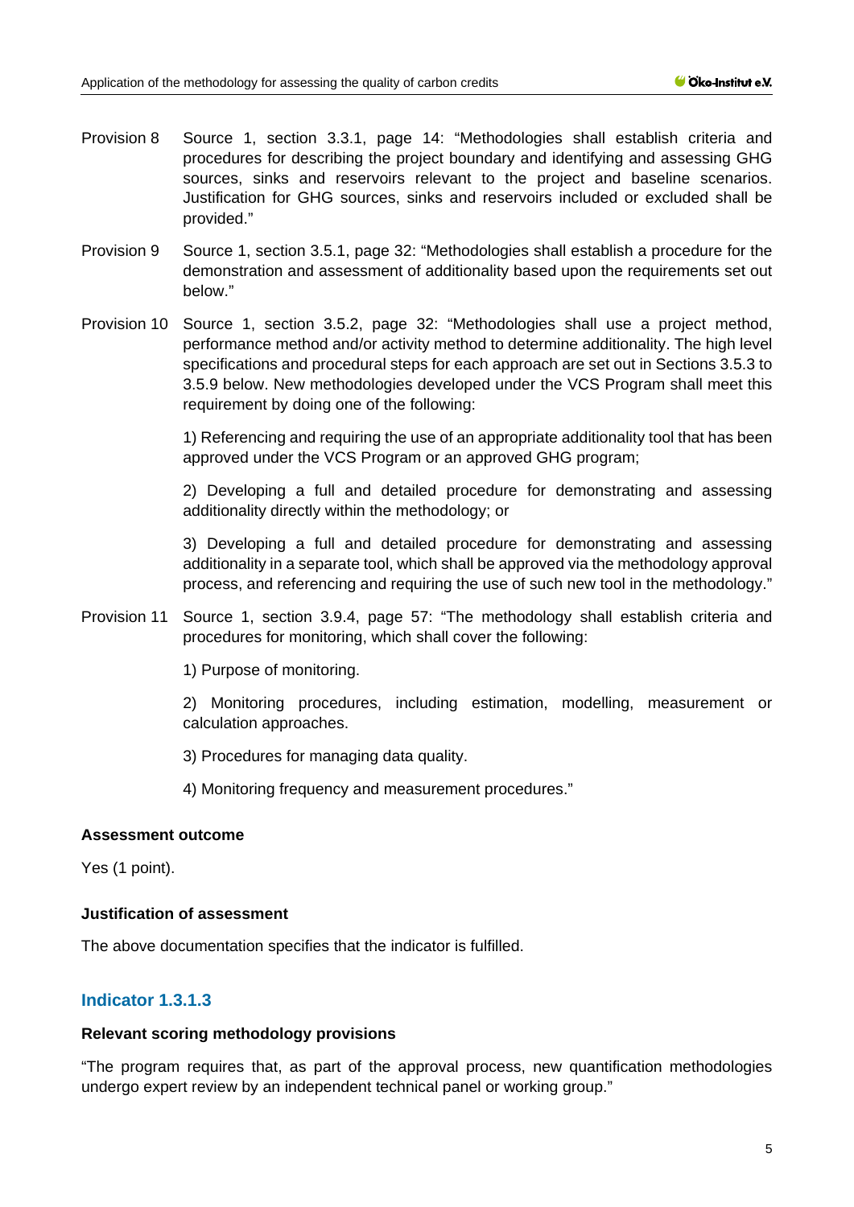Provision 8 Source 1, section 3.3.1, page 14: "Methodologies shall establish criteria and procedures for describing the project boundary and identifying and assessing GHG sources, sinks and reservoirs relevant to the project and baseline scenarios. Justification for GHG sources, sinks and reservoirs included or excluded shall be provided."

Provision 9 Source 1, section 3.5.1, page 32: "Methodologies shall establish a procedure for the demonstration and assessment of additionality based upon the requirements set out below."

Provision 10 Source 1, section 3.5.2, page 32: "Methodologies shall use a project method, performance method and/or activity method to determine additionality. The high level specifications and procedural steps for each approach are set out in Sections 3.5.3 to 3.5.9 below. New methodologies developed under the VCS Program shall meet this requirement by doing one of the following:

1) Referencing and requiring the use of an appropriate additionality tool that has been approved under the VCS Program or an approved GHG program;

2) Developing a full and detailed procedure for demonstrating and assessing additionality directly within the methodology; or

3) Developing a full and detailed procedure for demonstrating and assessing additionality in a separate tool, which shall be approved via the methodology approval process, and referencing and requiring the use of such new tool in the methodology."

Provision 11 Source 1, section 3.9.4, page 57: "The methodology shall establish criteria and procedures for monitoring, which shall cover the following:

1) Purpose of monitoring.

2) Monitoring procedures, including estimation, modelling, measurement or calculation approaches.

3) Procedures for managing data quality.

4) Monitoring frequency and measurement procedures."

**Assessment outcome**

Yes (1 point).

**Justification of assessment**

The above documentation specifies that the indicator is fulfilled.

## Indicator 1.3.1.3

**Relevant scoring methodology provisions**

"The program requires that, as part of the approval process, new quantification methodologies undergo expert review by an independent technical panel or working group."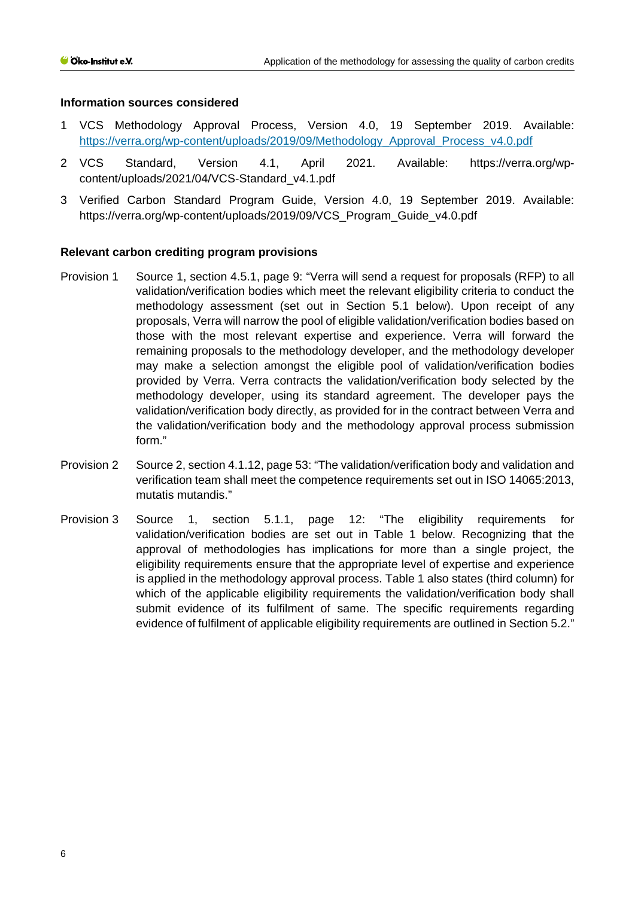**Information sources considered**

1. VCS Methodology Approval Process, Version 4.0, 19 September 2019. Available: https://verra.org/wp-content/uploads/2019/09/Methodology_Approval_Process_v4.0.pdf
2. VCS Standard, Version 4.1, April 2021. Available: https://verra.org/wp-content/uploads/2021/04/VCS-Standard_v4.1.pdf
3. Verified Carbon Standard Program Guide, Version 4.0, 19 September 2019. Available: https://verra.org/wp-content/uploads/2019/09/VCS_Program_Guide_v4.0.pdf

**Relevant carbon crediting program provisions**

Provision 1 Source 1, section 4.5.1, page 9: "Verra will send a request for proposals (RFP) to all validation/verification bodies which meet the relevant eligibility criteria to conduct the methodology assessment (set out in Section 5.1 below). Upon receipt of any proposals, Verra will narrow the pool of eligible validation/verification bodies based on those with the most relevant expertise and experience. Verra will forward the remaining proposals to the methodology developer, and the methodology developer may make a selection amongst the eligible pool of validation/verification bodies provided by Verra. Verra contracts the validation/verification body selected by the methodology developer, using its standard agreement. The developer pays the validation/verification body directly, as provided for in the contract between Verra and the validation/verification body and the methodology approval process submission form."

Provision 2 Source 2, section 4.1.12, page 53: "The validation/verification body and validation and verification team shall meet the competence requirements set out in ISO 14065:2013, mutatis mutandis."

Provision 3 Source 1, section 5.1.1, page 12: "The eligibility requirements for validation/verification bodies are set out in Table 1 below. Recognizing that the approval of methodologies has implications for more than a single project, the eligibility requirements ensure that the appropriate level of expertise and experience is applied in the methodology approval process. Table 1 also states (third column) for which of the applicable eligibility requirements the validation/verification body shall submit evidence of its fulfilment of same. The specific requirements regarding evidence of fulfilment of applicable eligibility requirements are outlined in Section 5.2."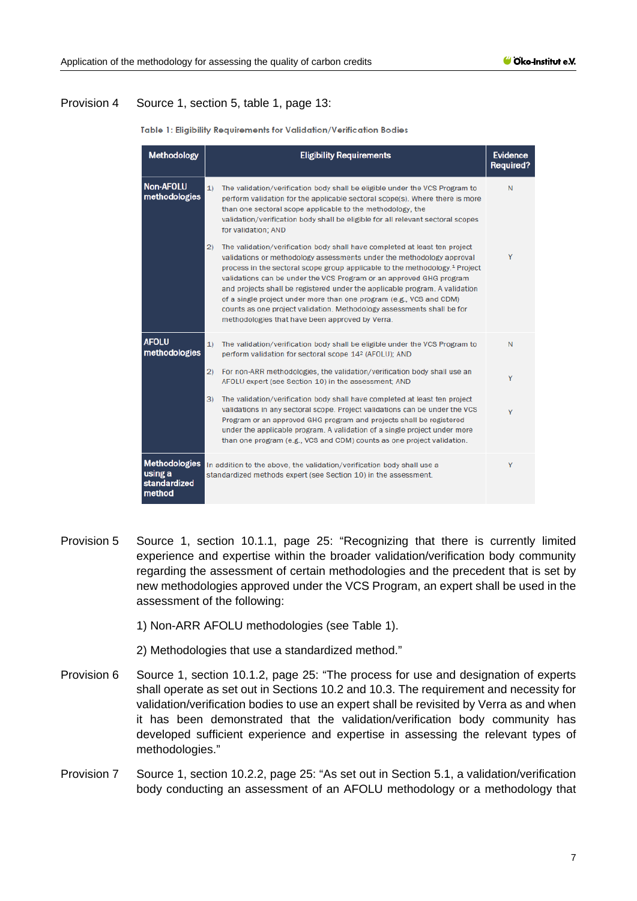Provision 4 Source 1, section 5, table 1, page 13:

Table 1: Eligibility Requirements for Validation/Verification Bodies

| Methodology | Eligibility Requirements | Evidence Required? |
|---|---|---|
| Non-AFOLU methodologies | 1) The validation/verification body shall be eligible under the VCS Program to perform validation for the applicable sectoral scope(s). Where there is more than one sectoral scope applicable to the methodology, the validation/verification body shall be eligible for all relevant sectoral scopes for validation; AND | N |
| | 2) The validation/verification body shall have completed at least ten project validations or methodology assessments under the methodology approval process in the sectoral scope group applicable to the methodology.[1] Project validations can be under the VCS Program or an approved GHG program and projects shall be registered under the applicable program. A validation of a single project under more than one program (e.g., VCS and CDM) counts as one project validation. Methodology assessments shall be for methodologies that have been approved by Verra. | Y |
| AFOLU methodologies | 1) The validation/verification body shall be eligible under the VCS Program to perform validation for sectoral scope 14[2] (AFOLU); AND | N |
| | 2) For non-ARR methodologies, the validation/verification body shall use an AFOLU expert (see Section 10) in the assessment; AND | Y |
| | 3) The validation/verification body shall have completed at least ten project validations in any sectoral scope. Project validations can be under the VCS Program or an approved GHG program and projects shall be registered under the applicable program. A validation of a single project under more than one program (e.g., VCS and CDM) counts as one project validation. | Y |
| Methodologies using a standardized method | In addition to the above, the validation/verification body shall use a standardized methods expert (see Section 10) in the assessment. | Y |

Provision 5 Source 1, section 10.1.1, page 25: "Recognizing that there is currently limited experience and expertise within the broader validation/verification body community regarding the assessment of certain methodologies and the precedent that is set by new methodologies approved under the VCS Program, an expert shall be used in the assessment of the following:

1) Non-ARR AFOLU methodologies (see Table 1).

2) Methodologies that use a standardized method."

Provision 6 Source 1, section 10.1.2, page 25: "The process for use and designation of experts shall operate as set out in Sections 10.2 and 10.3. The requirement and necessity for validation/verification bodies to use an expert shall be revisited by Verra as and when it has been demonstrated that the validation/verification body community has developed sufficient experience and expertise in assessing the relevant types of methodologies."

Provision 7 Source 1, section 10.2.2, page 25: "As set out in Section 5.1, a validation/verification body conducting an assessment of an AFOLU methodology or a methodology that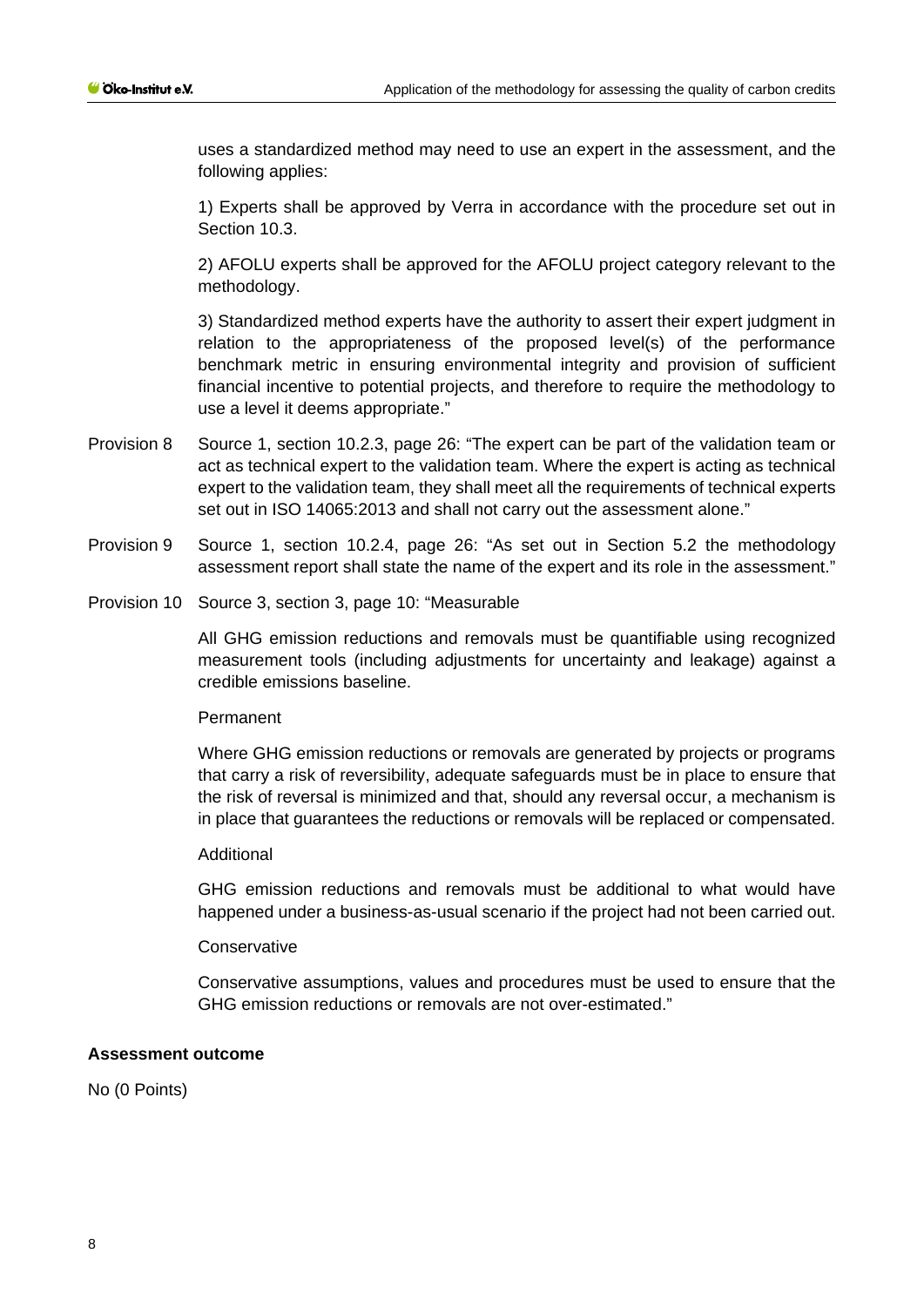uses a standardized method may need to use an expert in the assessment, and the following applies:

1) Experts shall be approved by Verra in accordance with the procedure set out in Section 10.3.

2) AFOLU experts shall be approved for the AFOLU project category relevant to the methodology.

3) Standardized method experts have the authority to assert their expert judgment in relation to the appropriateness of the proposed level(s) of the performance benchmark metric in ensuring environmental integrity and provision of sufficient financial incentive to potential projects, and therefore to require the methodology to use a level it deems appropriate."

Provision 8 Source 1, section 10.2.3, page 26: "The expert can be part of the validation team or act as technical expert to the validation team. Where the expert is acting as technical expert to the validation team, they shall meet all the requirements of technical experts set out in ISO 14065:2013 and shall not carry out the assessment alone."

Provision 9 Source 1, section 10.2.4, page 26: "As set out in Section 5.2 the methodology assessment report shall state the name of the expert and its role in the assessment."

Provision 10 Source 3, section 3, page 10: "Measurable

All GHG emission reductions and removals must be quantifiable using recognized measurement tools (including adjustments for uncertainty and leakage) against a credible emissions baseline.

Permanent

Where GHG emission reductions or removals are generated by projects or programs that carry a risk of reversibility, adequate safeguards must be in place to ensure that the risk of reversal is minimized and that, should any reversal occur, a mechanism is in place that guarantees the reductions or removals will be replaced or compensated.

Additional

GHG emission reductions and removals must be additional to what would have happened under a business-as-usual scenario if the project had not been carried out.

Conservative

Conservative assumptions, values and procedures must be used to ensure that the GHG emission reductions or removals are not over-estimated."

**Assessment outcome**

No (0 Points)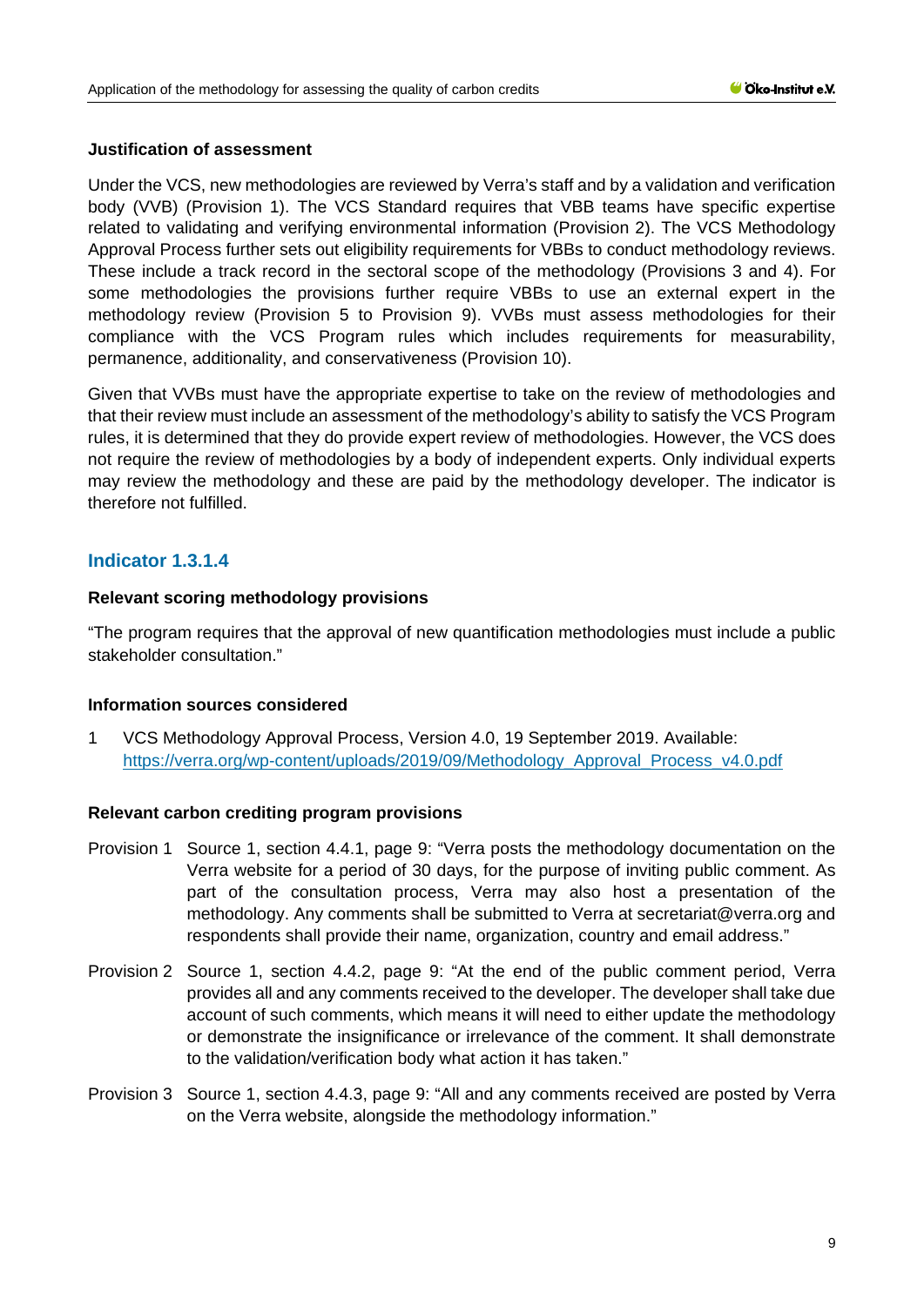#### Justification of assessment

Under the VCS, new methodologies are reviewed by Verra's staff and by a validation and verification body (VVB) (Provision 1). The VCS Standard requires that VBB teams have specific expertise related to validating and verifying environmental information (Provision 2). The VCS Methodology Approval Process further sets out eligibility requirements for VBBs to conduct methodology reviews. These include a track record in the sectoral scope of the methodology (Provisions 3 and 4). For some methodologies the provisions further require VBBs to use an external expert in the methodology review (Provision 5 to Provision 9). VVBs must assess methodologies for their compliance with the VCS Program rules which includes requirements for measurability, permanence, additionality, and conservativeness (Provision 10).

Given that VVBs must have the appropriate expertise to take on the review of methodologies and that their review must include an assessment of the methodology's ability to satisfy the VCS Program rules, it is determined that they do provide expert review of methodologies. However, the VCS does not require the review of methodologies by a body of independent experts. Only individual experts may review the methodology and these are paid by the methodology developer. The indicator is therefore not fulfilled.

### Indicator 1.3.1.4

#### Relevant scoring methodology provisions

"The program requires that the approval of new quantification methodologies must include a public stakeholder consultation."

#### Information sources considered

1 VCS Methodology Approval Process, Version 4.0, 19 September 2019. Available: https://verra.org/wp-content/uploads/2019/09/Methodology_Approval_Process_v4.0.pdf

#### Relevant carbon crediting program provisions

Provision 1 Source 1, section 4.4.1, page 9: "Verra posts the methodology documentation on the Verra website for a period of 30 days, for the purpose of inviting public comment. As part of the consultation process, Verra may also host a presentation of the methodology. Any comments shall be submitted to Verra at secretariat@verra.org and respondents shall provide their name, organization, country and email address."

Provision 2 Source 1, section 4.4.2, page 9: "At the end of the public comment period, Verra provides all and any comments received to the developer. The developer shall take due account of such comments, which means it will need to either update the methodology or demonstrate the insignificance or irrelevance of the comment. It shall demonstrate to the validation/verification body what action it has taken."

Provision 3 Source 1, section 4.4.3, page 9: "All and any comments received are posted by Verra on the Verra website, alongside the methodology information."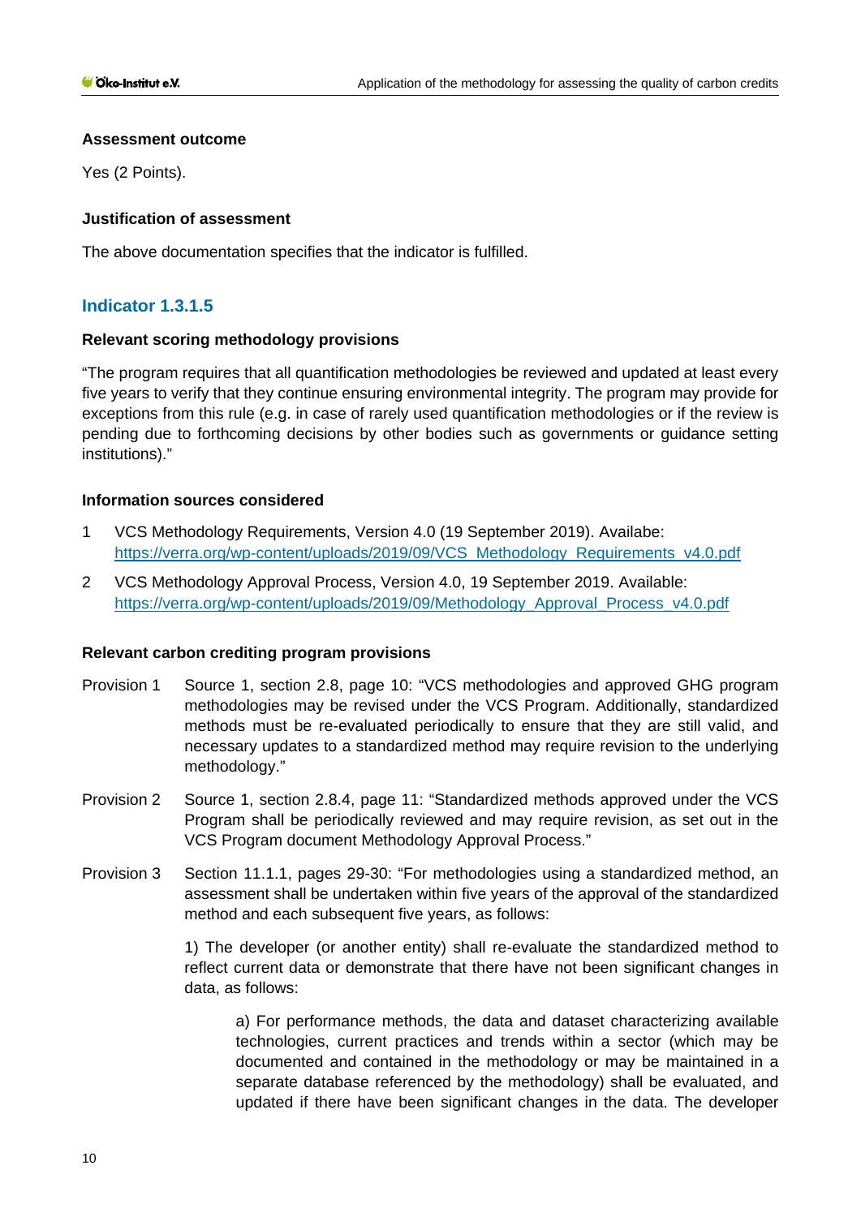#### Assessment outcome

Yes (2 Points).

#### Justification of assessment

The above documentation specifies that the indicator is fulfilled.

### Indicator 1.3.1.5

#### Relevant scoring methodology provisions

"The program requires that all quantification methodologies be reviewed and updated at least every five years to verify that they continue ensuring environmental integrity. The program may provide for exceptions from this rule (e.g. in case of rarely used quantification methodologies or if the review is pending due to forthcoming decisions by other bodies such as governments or guidance setting institutions)."

#### Information sources considered

1 VCS Methodology Requirements, Version 4.0 (19 September 2019). Availabe: https://verra.org/wp-content/uploads/2019/09/VCS_Methodology_Requirements_v4.0.pdf

2 VCS Methodology Approval Process, Version 4.0, 19 September 2019. Available: https://verra.org/wp-content/uploads/2019/09/Methodology_Approval_Process_v4.0.pdf

#### Relevant carbon crediting program provisions

Provision 1 Source 1, section 2.8, page 10: "VCS methodologies and approved GHG program methodologies may be revised under the VCS Program. Additionally, standardized methods must be re-evaluated periodically to ensure that they are still valid, and necessary updates to a standardized method may require revision to the underlying methodology."

Provision 2 Source 1, section 2.8.4, page 11: "Standardized methods approved under the VCS Program shall be periodically reviewed and may require revision, as set out in the VCS Program document Methodology Approval Process."

Provision 3 Section 11.1.1, pages 29-30: "For methodologies using a standardized method, an assessment shall be undertaken within five years of the approval of the standardized method and each subsequent five years, as follows:

1) The developer (or another entity) shall re-evaluate the standardized method to reflect current data or demonstrate that there have not been significant changes in data, as follows:

a) For performance methods, the data and dataset characterizing available technologies, current practices and trends within a sector (which may be documented and contained in the methodology or may be maintained in a separate database referenced by the methodology) shall be evaluated, and updated if there have been significant changes in the data. The developer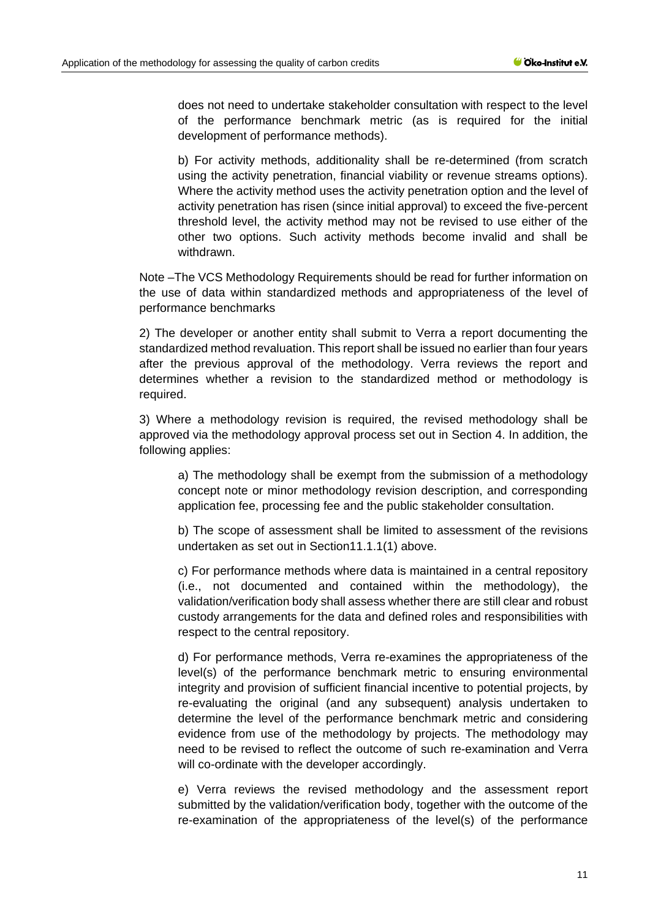does not need to undertake stakeholder consultation with respect to the level of the performance benchmark metric (as is required for the initial development of performance methods).

b) For activity methods, additionality shall be re-determined (from scratch using the activity penetration, financial viability or revenue streams options). Where the activity method uses the activity penetration option and the level of activity penetration has risen (since initial approval) to exceed the five-percent threshold level, the activity method may not be revised to use either of the other two options. Such activity methods become invalid and shall be withdrawn.

Note –The VCS Methodology Requirements should be read for further information on the use of data within standardized methods and appropriateness of the level of performance benchmarks

2) The developer or another entity shall submit to Verra a report documenting the standardized method revaluation. This report shall be issued no earlier than four years after the previous approval of the methodology. Verra reviews the report and determines whether a revision to the standardized method or methodology is required.

3) Where a methodology revision is required, the revised methodology shall be approved via the methodology approval process set out in Section 4. In addition, the following applies:

a) The methodology shall be exempt from the submission of a methodology concept note or minor methodology revision description, and corresponding application fee, processing fee and the public stakeholder consultation.

b) The scope of assessment shall be limited to assessment of the revisions undertaken as set out in Section11.1.1(1) above.

c) For performance methods where data is maintained in a central repository (i.e., not documented and contained within the methodology), the validation/verification body shall assess whether there are still clear and robust custody arrangements for the data and defined roles and responsibilities with respect to the central repository.

d) For performance methods, Verra re-examines the appropriateness of the level(s) of the performance benchmark metric to ensuring environmental integrity and provision of sufficient financial incentive to potential projects, by re-evaluating the original (and any subsequent) analysis undertaken to determine the level of the performance benchmark metric and considering evidence from use of the methodology by projects. The methodology may need to be revised to reflect the outcome of such re-examination and Verra will co-ordinate with the developer accordingly.

e) Verra reviews the revised methodology and the assessment report submitted by the validation/verification body, together with the outcome of the re-examination of the appropriateness of the level(s) of the performance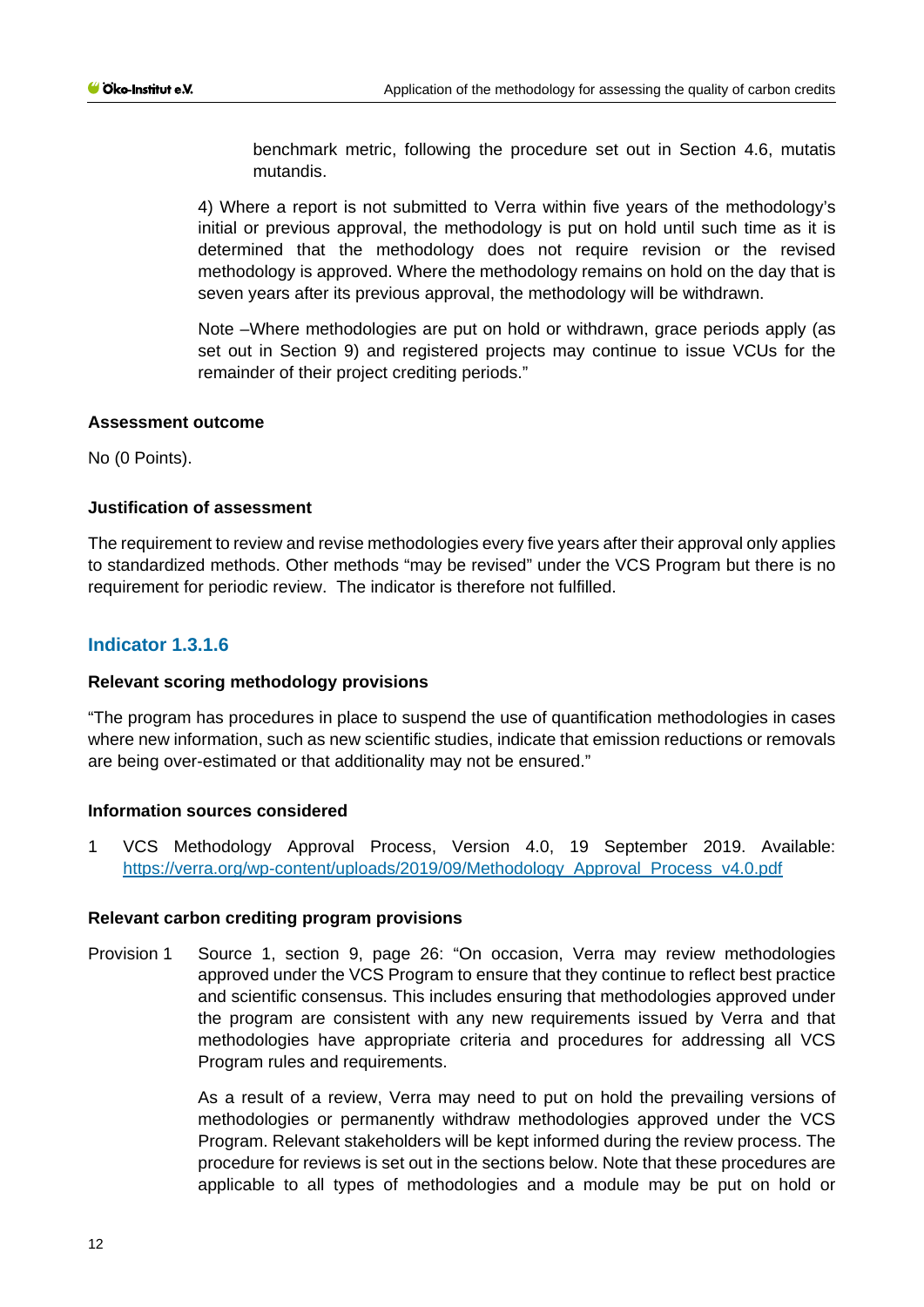benchmark metric, following the procedure set out in Section 4.6, mutatis mutandis.

4) Where a report is not submitted to Verra within five years of the methodology's initial or previous approval, the methodology is put on hold until such time as it is determined that the methodology does not require revision or the revised methodology is approved. Where the methodology remains on hold on the day that is seven years after its previous approval, the methodology will be withdrawn.

Note –Where methodologies are put on hold or withdrawn, grace periods apply (as set out in Section 9) and registered projects may continue to issue VCUs for the remainder of their project crediting periods."

**Assessment outcome**

No (0 Points).

**Justification of assessment**

The requirement to review and revise methodologies every five years after their approval only applies to standardized methods. Other methods "may be revised" under the VCS Program but there is no requirement for periodic review. The indicator is therefore not fulfilled.

## Indicator 1.3.1.6

**Relevant scoring methodology provisions**

"The program has procedures in place to suspend the use of quantification methodologies in cases where new information, such as new scientific studies, indicate that emission reductions or removals are being over-estimated or that additionality may not be ensured."

**Information sources considered**

1 VCS Methodology Approval Process, Version 4.0, 19 September 2019. Available: https://verra.org/wp-content/uploads/2019/09/Methodology_Approval_Process_v4.0.pdf

**Relevant carbon crediting program provisions**

Provision 1 Source 1, section 9, page 26: "On occasion, Verra may review methodologies approved under the VCS Program to ensure that they continue to reflect best practice and scientific consensus. This includes ensuring that methodologies approved under the program are consistent with any new requirements issued by Verra and that methodologies have appropriate criteria and procedures for addressing all VCS Program rules and requirements.

As a result of a review, Verra may need to put on hold the prevailing versions of methodologies or permanently withdraw methodologies approved under the VCS Program. Relevant stakeholders will be kept informed during the review process. The procedure for reviews is set out in the sections below. Note that these procedures are applicable to all types of methodologies and a module may be put on hold or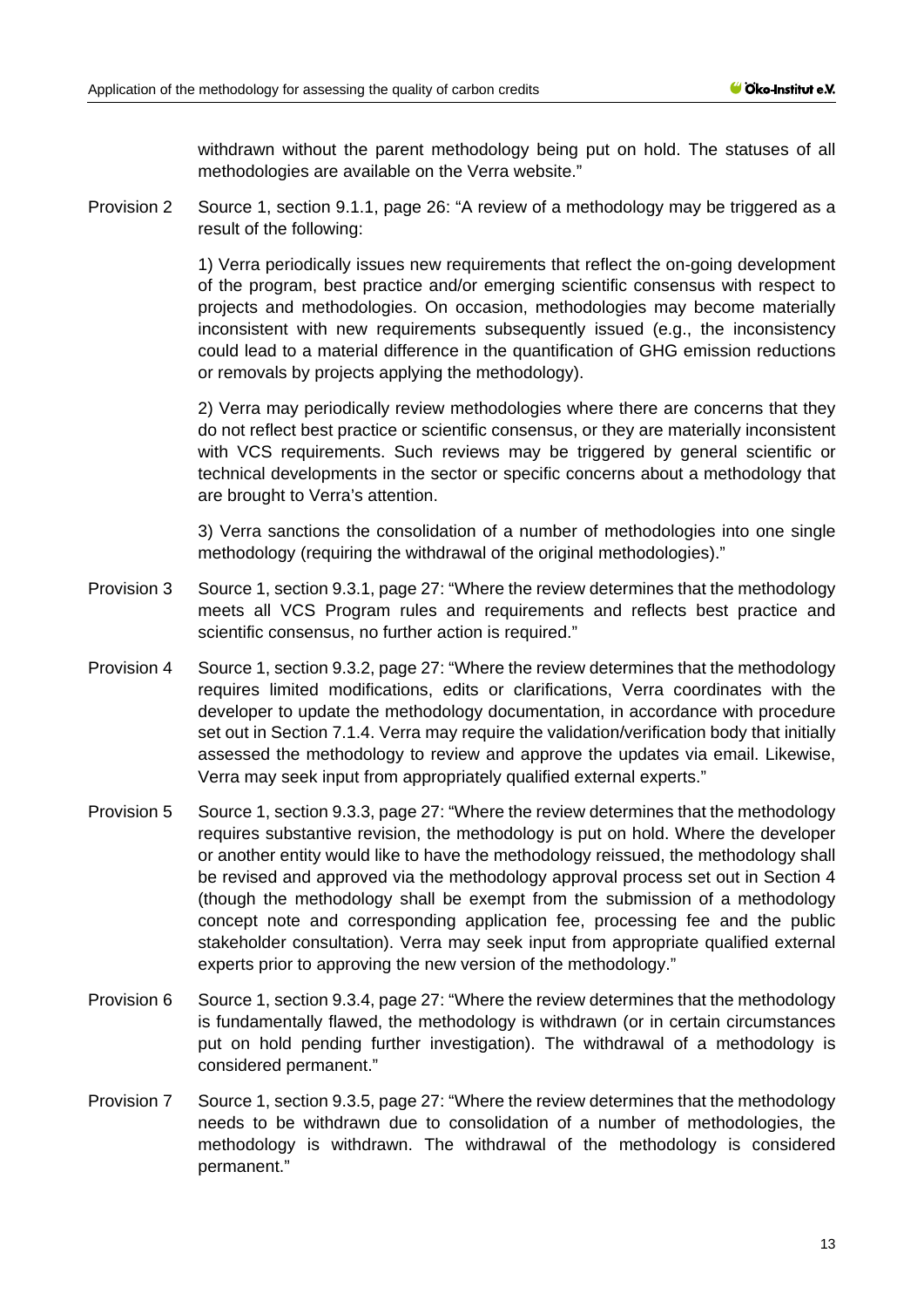withdrawn without the parent methodology being put on hold. The statuses of all methodologies are available on the Verra website."

Provision 2 Source 1, section 9.1.1, page 26: "A review of a methodology may be triggered as a result of the following:

1) Verra periodically issues new requirements that reflect the on-going development of the program, best practice and/or emerging scientific consensus with respect to projects and methodologies. On occasion, methodologies may become materially inconsistent with new requirements subsequently issued (e.g., the inconsistency could lead to a material difference in the quantification of GHG emission reductions or removals by projects applying the methodology).

2) Verra may periodically review methodologies where there are concerns that they do not reflect best practice or scientific consensus, or they are materially inconsistent with VCS requirements. Such reviews may be triggered by general scientific or technical developments in the sector or specific concerns about a methodology that are brought to Verra's attention.

3) Verra sanctions the consolidation of a number of methodologies into one single methodology (requiring the withdrawal of the original methodologies)."

Provision 3 Source 1, section 9.3.1, page 27: "Where the review determines that the methodology meets all VCS Program rules and requirements and reflects best practice and scientific consensus, no further action is required."

Provision 4 Source 1, section 9.3.2, page 27: "Where the review determines that the methodology requires limited modifications, edits or clarifications, Verra coordinates with the developer to update the methodology documentation, in accordance with procedure set out in Section 7.1.4. Verra may require the validation/verification body that initially assessed the methodology to review and approve the updates via email. Likewise, Verra may seek input from appropriately qualified external experts."

Provision 5 Source 1, section 9.3.3, page 27: "Where the review determines that the methodology requires substantive revision, the methodology is put on hold. Where the developer or another entity would like to have the methodology reissued, the methodology shall be revised and approved via the methodology approval process set out in Section 4 (though the methodology shall be exempt from the submission of a methodology concept note and corresponding application fee, processing fee and the public stakeholder consultation). Verra may seek input from appropriate qualified external experts prior to approving the new version of the methodology."

Provision 6 Source 1, section 9.3.4, page 27: "Where the review determines that the methodology is fundamentally flawed, the methodology is withdrawn (or in certain circumstances put on hold pending further investigation). The withdrawal of a methodology is considered permanent."

Provision 7 Source 1, section 9.3.5, page 27: "Where the review determines that the methodology needs to be withdrawn due to consolidation of a number of methodologies, the methodology is withdrawn. The withdrawal of the methodology is considered permanent."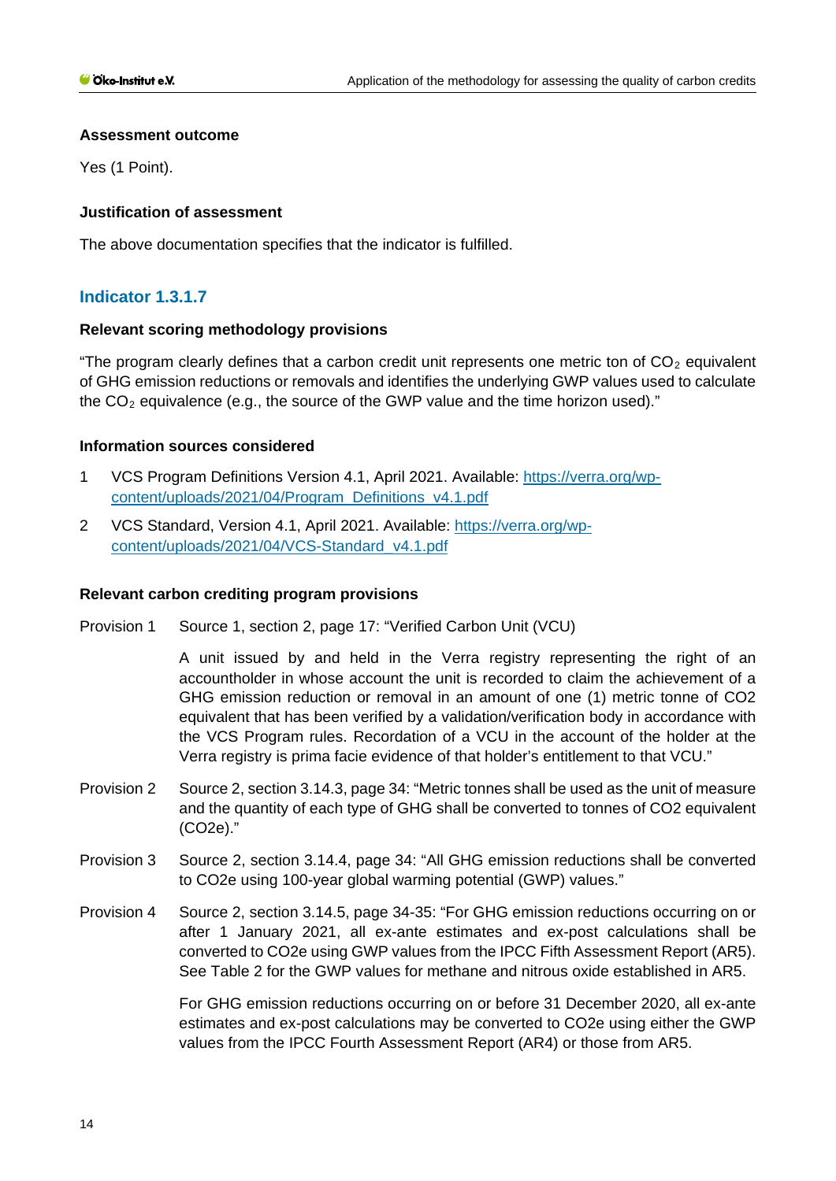**Assessment outcome**

Yes (1 Point).

**Justification of assessment**

The above documentation specifies that the indicator is fulfilled.

## Indicator 1.3.1.7

**Relevant scoring methodology provisions**

"The program clearly defines that a carbon credit unit represents one metric ton of $CO_2$ equivalent of GHG emission reductions or removals and identifies the underlying GWP values used to calculate the $CO_2$ equivalence (e.g., the source of the GWP value and the time horizon used)."

**Information sources considered**

1 VCS Program Definitions Version 4.1, April 2021. Available: [https://verra.org/wp-content/uploads/2021/04/Program_Definitions_v4.1.pdf](https://verra.org/wp-content/uploads/2021/04/Program_Definitions_v4.1.pdf)

2 VCS Standard, Version 4.1, April 2021. Available: [https://verra.org/wp-content/uploads/2021/04/VCS-Standard_v4.1.pdf](https://verra.org/wp-content/uploads/2021/04/VCS-Standard_v4.1.pdf)

**Relevant carbon crediting program provisions**

Provision 1 Source 1, section 2, page 17: "Verified Carbon Unit (VCU)

A unit issued by and held in the Verra registry representing the right of an accountholder in whose account the unit is recorded to claim the achievement of a GHG emission reduction or removal in an amount of one (1) metric tonne of CO2 equivalent that has been verified by a validation/verification body in accordance with the VCS Program rules. Recordation of a VCU in the account of the holder at the Verra registry is prima facie evidence of that holder's entitlement to that VCU."

Provision 2 Source 2, section 3.14.3, page 34: "Metric tonnes shall be used as the unit of measure and the quantity of each type of GHG shall be converted to tonnes of CO2 equivalent (CO2e)."

Provision 3 Source 2, section 3.14.4, page 34: "All GHG emission reductions shall be converted to CO2e using 100-year global warming potential (GWP) values."

Provision 4 Source 2, section 3.14.5, page 34-35: "For GHG emission reductions occurring on or after 1 January 2021, all ex-ante estimates and ex-post calculations shall be converted to CO2e using GWP values from the IPCC Fifth Assessment Report (AR5). See Table 2 for the GWP values for methane and nitrous oxide established in AR5.

For GHG emission reductions occurring on or before 31 December 2020, all ex-ante estimates and ex-post calculations may be converted to CO2e using either the GWP values from the IPCC Fourth Assessment Report (AR4) or those from AR5.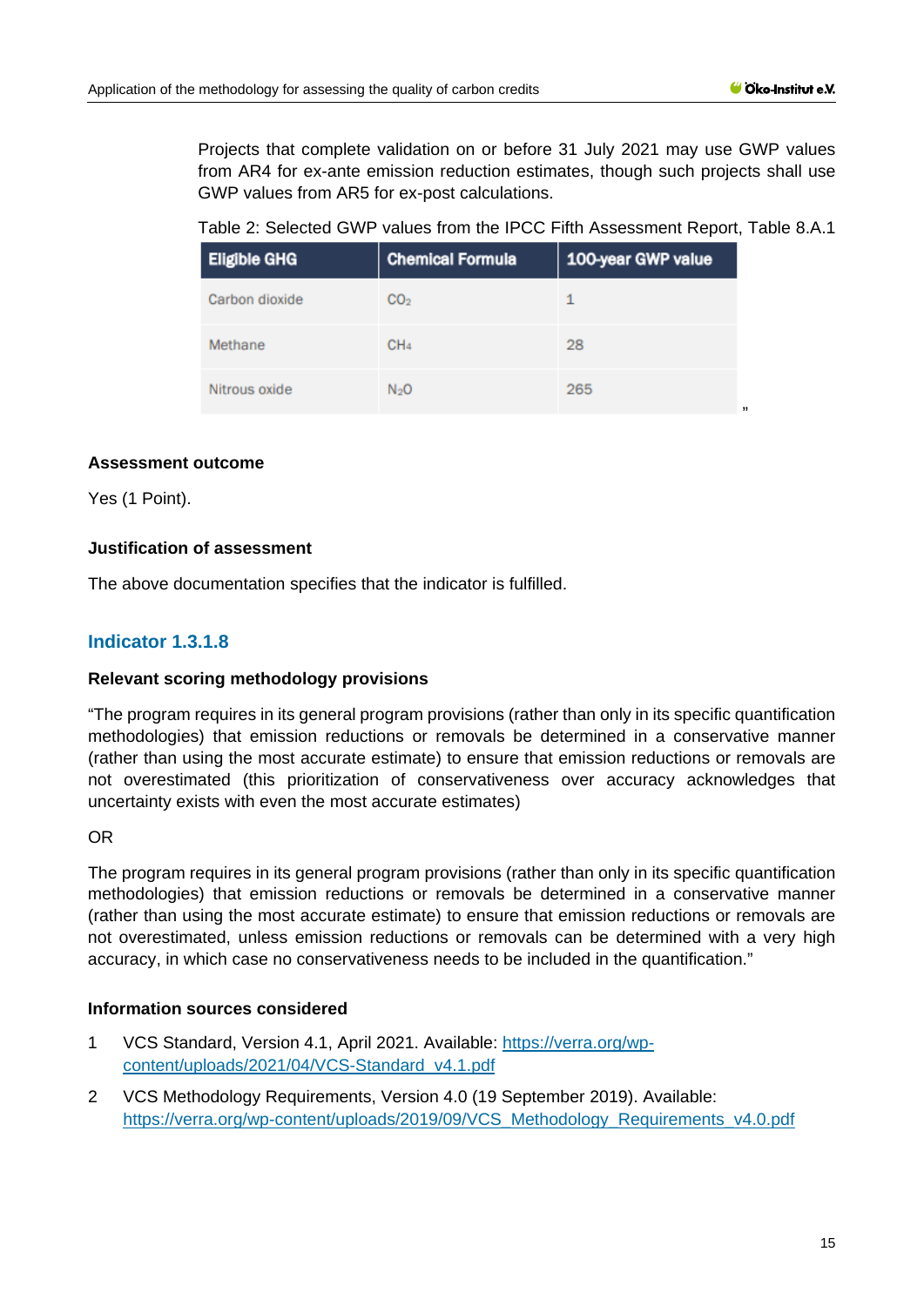Projects that complete validation on or before 31 July 2021 may use GWP values from AR4 for ex-ante emission reduction estimates, though such projects shall use GWP values from AR5 for ex-post calculations.

Table 2: Selected GWP values from the IPCC Fifth Assessment Report, Table 8.A.1

| Eligible GHG | Chemical Formula | 100-year GWP value |
|---|---|---|
| Carbon dioxide | $CO_2$ | 1 |
| Methane | $CH_4$ | 28 |
| Nitrous oxide | $N_2O$ | 265 |

"

#### Assessment outcome

Yes (1 Point).

#### Justification of assessment

The above documentation specifies that the indicator is fulfilled.

### Indicator 1.3.1.8

#### Relevant scoring methodology provisions

"The program requires in its general program provisions (rather than only in its specific quantification methodologies) that emission reductions or removals be determined in a conservative manner (rather than using the most accurate estimate) to ensure that emission reductions or removals are not overestimated (this prioritization of conservativeness over accuracy acknowledges that uncertainty exists with even the most accurate estimates)

OR

The program requires in its general program provisions (rather than only in its specific quantification methodologies) that emission reductions or removals be determined in a conservative manner (rather than using the most accurate estimate) to ensure that emission reductions or removals are not overestimated, unless emission reductions or removals can be determined with a very high accuracy, in which case no conservativeness needs to be included in the quantification."

#### Information sources considered

1 VCS Standard, Version 4.1, April 2021. Available: https://verra.org/wp-content/uploads/2021/04/VCS-Standard_v4.1.pdf

2 VCS Methodology Requirements, Version 4.0 (19 September 2019). Available: https://verra.org/wp-content/uploads/2019/09/VCS_Methodology_Requirements_v4.0.pdf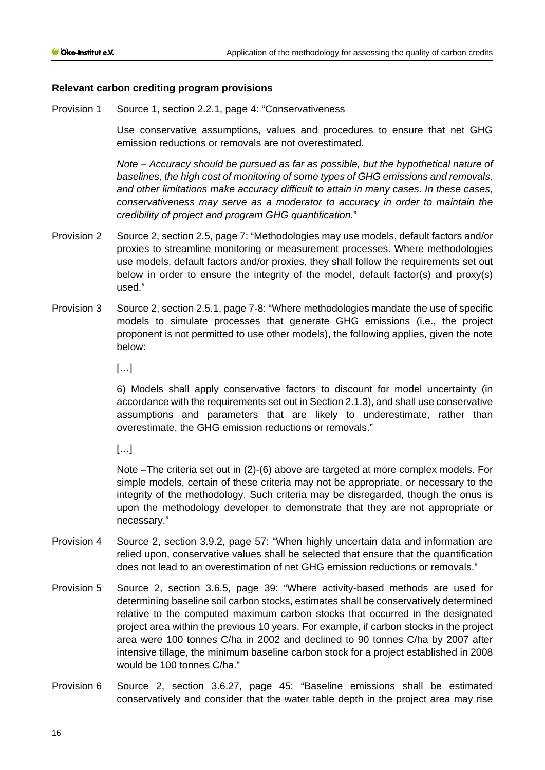**Relevant carbon crediting program provisions**

Provision 1 Source 1, section 2.2.1, page 4: "Conservativeness

Use conservative assumptions, values and procedures to ensure that net GHG emission reductions or removals are not overestimated.

*Note – Accuracy should be pursued as far as possible, but the hypothetical nature of baselines, the high cost of monitoring of some types of GHG emissions and removals, and other limitations make accuracy difficult to attain in many cases. In these cases, conservativeness may serve as a moderator to accuracy in order to maintain the credibility of project and program GHG quantification.*"

Provision 2 Source 2, section 2.5, page 7: "Methodologies may use models, default factors and/or proxies to streamline monitoring or measurement processes. Where methodologies use models, default factors and/or proxies, they shall follow the requirements set out below in order to ensure the integrity of the model, default factor(s) and proxy(s) used."

Provision 3 Source 2, section 2.5.1, page 7-8: "Where methodologies mandate the use of specific models to simulate processes that generate GHG emissions (i.e., the project proponent is not permitted to use other models), the following applies, given the note below:

[…]

6) Models shall apply conservative factors to discount for model uncertainty (in accordance with the requirements set out in Section 2.1.3), and shall use conservative assumptions and parameters that are likely to underestimate, rather than overestimate, the GHG emission reductions or removals."

[…]

Note –The criteria set out in (2)-(6) above are targeted at more complex models. For simple models, certain of these criteria may not be appropriate, or necessary to the integrity of the methodology. Such criteria may be disregarded, though the onus is upon the methodology developer to demonstrate that they are not appropriate or necessary."

Provision 4 Source 2, section 3.9.2, page 57: "When highly uncertain data and information are relied upon, conservative values shall be selected that ensure that the quantification does not lead to an overestimation of net GHG emission reductions or removals."

Provision 5 Source 2, section 3.6.5, page 39: "Where activity-based methods are used for determining baseline soil carbon stocks, estimates shall be conservatively determined relative to the computed maximum carbon stocks that occurred in the designated project area within the previous 10 years. For example, if carbon stocks in the project area were 100 tonnes C/ha in 2002 and declined to 90 tonnes C/ha by 2007 after intensive tillage, the minimum baseline carbon stock for a project established in 2008 would be 100 tonnes C/ha."

Provision 6 Source 2, section 3.6.27, page 45: "Baseline emissions shall be estimated conservatively and consider that the water table depth in the project area may rise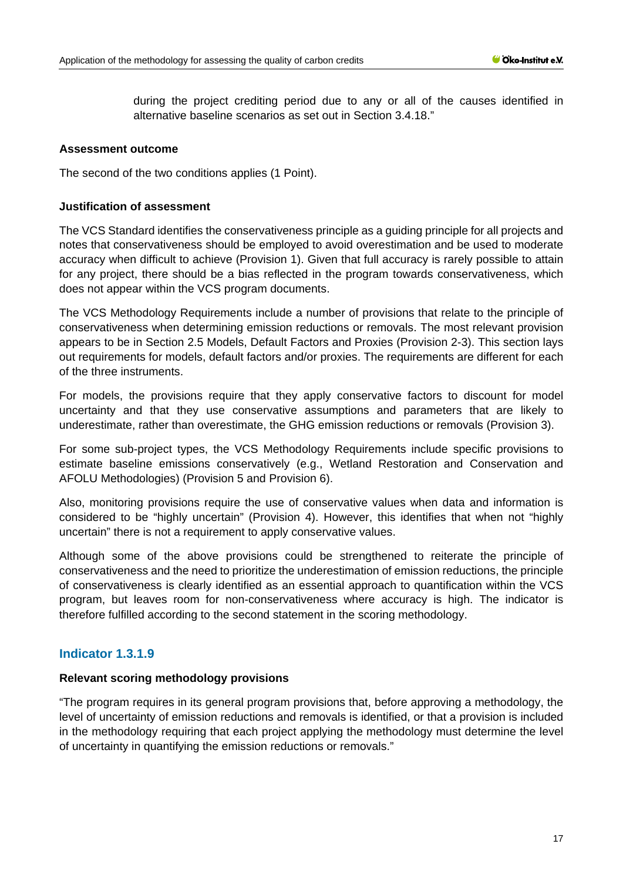during the project crediting period due to any or all of the causes identified in alternative baseline scenarios as set out in Section 3.4.18."

**Assessment outcome**

The second of the two conditions applies (1 Point).

**Justification of assessment**

The VCS Standard identifies the conservativeness principle as a guiding principle for all projects and notes that conservativeness should be employed to avoid overestimation and be used to moderate accuracy when difficult to achieve (Provision 1). Given that full accuracy is rarely possible to attain for any project, there should be a bias reflected in the program towards conservativeness, which does not appear within the VCS program documents.

The VCS Methodology Requirements include a number of provisions that relate to the principle of conservativeness when determining emission reductions or removals. The most relevant provision appears to be in Section 2.5 Models, Default Factors and Proxies (Provision 2-3). This section lays out requirements for models, default factors and/or proxies. The requirements are different for each of the three instruments.

For models, the provisions require that they apply conservative factors to discount for model uncertainty and that they use conservative assumptions and parameters that are likely to underestimate, rather than overestimate, the GHG emission reductions or removals (Provision 3).

For some sub-project types, the VCS Methodology Requirements include specific provisions to estimate baseline emissions conservatively (e.g., Wetland Restoration and Conservation and AFOLU Methodologies) (Provision 5 and Provision 6).

Also, monitoring provisions require the use of conservative values when data and information is considered to be "highly uncertain" (Provision 4). However, this identifies that when not "highly uncertain" there is not a requirement to apply conservative values.

Although some of the above provisions could be strengthened to reiterate the principle of conservativeness and the need to prioritize the underestimation of emission reductions, the principle of conservativeness is clearly identified as an essential approach to quantification within the VCS program, but leaves room for non-conservativeness where accuracy is high. The indicator is therefore fulfilled according to the second statement in the scoring methodology.

## Indicator 1.3.1.9

**Relevant scoring methodology provisions**

"The program requires in its general program provisions that, before approving a methodology, the level of uncertainty of emission reductions and removals is identified, or that a provision is included in the methodology requiring that each project applying the methodology must determine the level of uncertainty in quantifying the emission reductions or removals."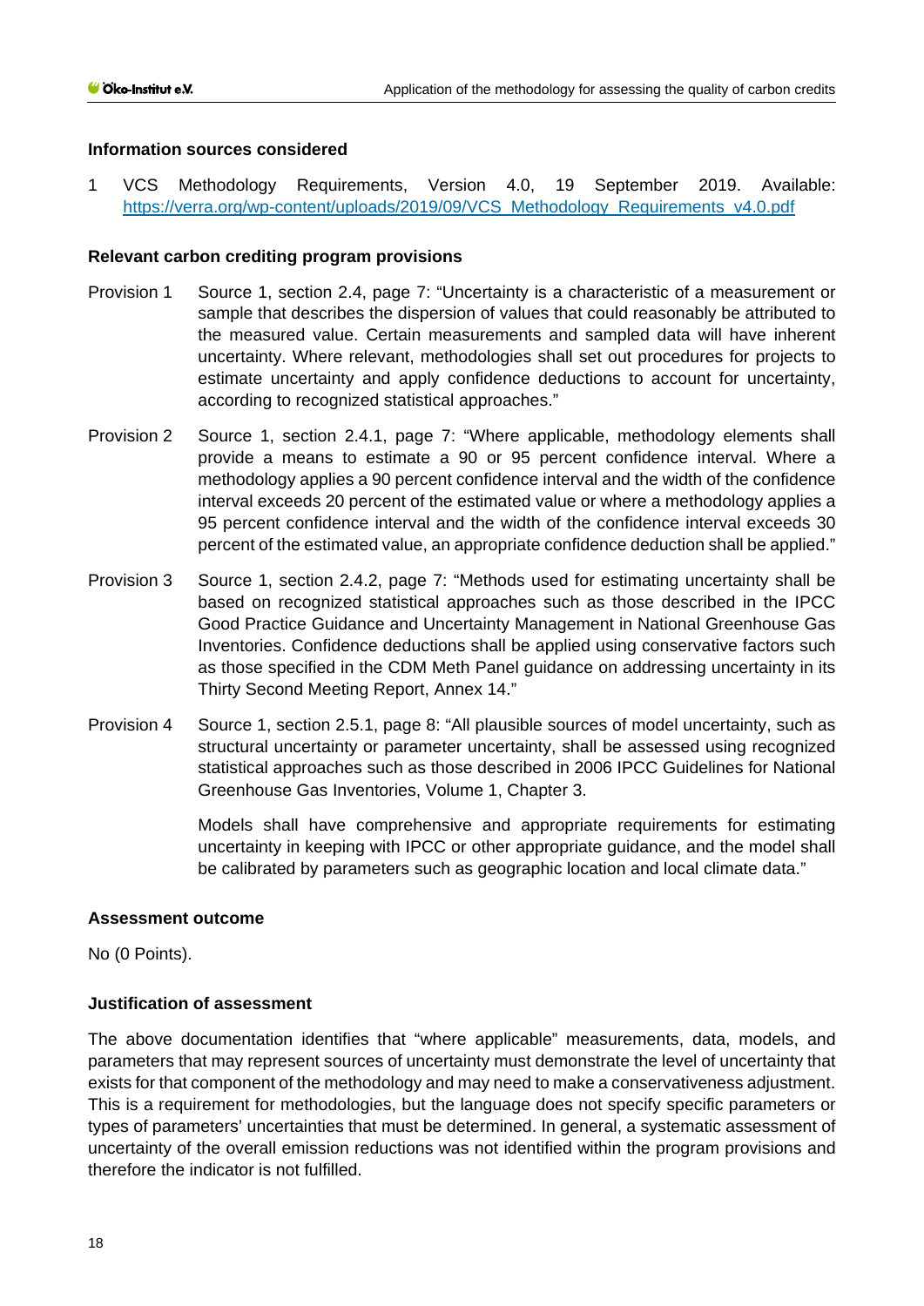**Information sources considered**

1 VCS Methodology Requirements, Version 4.0, 19 September 2019. Available: https://verra.org/wp-content/uploads/2019/09/VCS_Methodology_Requirements_v4.0.pdf

**Relevant carbon crediting program provisions**

Provision 1 Source 1, section 2.4, page 7: "Uncertainty is a characteristic of a measurement or sample that describes the dispersion of values that could reasonably be attributed to the measured value. Certain measurements and sampled data will have inherent uncertainty. Where relevant, methodologies shall set out procedures for projects to estimate uncertainty and apply confidence deductions to account for uncertainty, according to recognized statistical approaches."

Provision 2 Source 1, section 2.4.1, page 7: "Where applicable, methodology elements shall provide a means to estimate a 90 or 95 percent confidence interval. Where a methodology applies a 90 percent confidence interval and the width of the confidence interval exceeds 20 percent of the estimated value or where a methodology applies a 95 percent confidence interval and the width of the confidence interval exceeds 30 percent of the estimated value, an appropriate confidence deduction shall be applied."

Provision 3 Source 1, section 2.4.2, page 7: "Methods used for estimating uncertainty shall be based on recognized statistical approaches such as those described in the IPCC Good Practice Guidance and Uncertainty Management in National Greenhouse Gas Inventories. Confidence deductions shall be applied using conservative factors such as those specified in the CDM Meth Panel guidance on addressing uncertainty in its Thirty Second Meeting Report, Annex 14."

Provision 4 Source 1, section 2.5.1, page 8: "All plausible sources of model uncertainty, such as structural uncertainty or parameter uncertainty, shall be assessed using recognized statistical approaches such as those described in 2006 IPCC Guidelines for National Greenhouse Gas Inventories, Volume 1, Chapter 3.

Models shall have comprehensive and appropriate requirements for estimating uncertainty in keeping with IPCC or other appropriate guidance, and the model shall be calibrated by parameters such as geographic location and local climate data."

**Assessment outcome**

No (0 Points).

**Justification of assessment**

The above documentation identifies that "where applicable" measurements, data, models, and parameters that may represent sources of uncertainty must demonstrate the level of uncertainty that exists for that component of the methodology and may need to make a conservativeness adjustment. This is a requirement for methodologies, but the language does not specify specific parameters or types of parameters' uncertainties that must be determined. In general, a systematic assessment of uncertainty of the overall emission reductions was not identified within the program provisions and therefore the indicator is not fulfilled.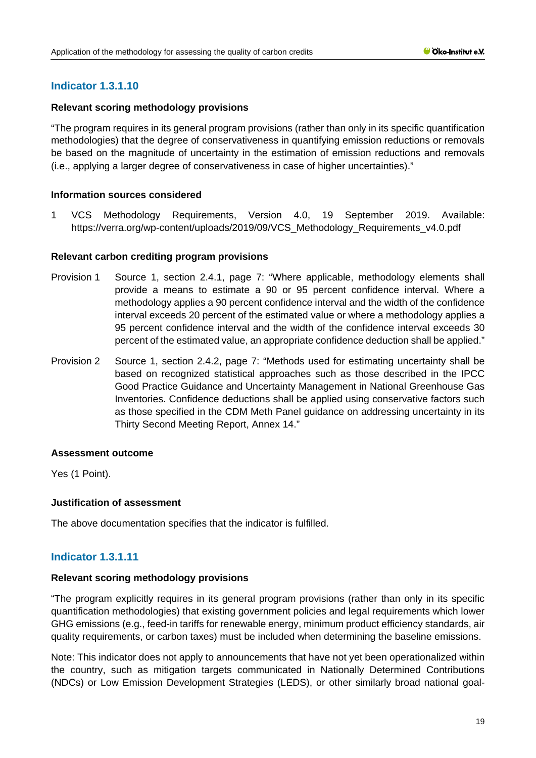## Indicator 1.3.1.10

**Relevant scoring methodology provisions**

"The program requires in its general program provisions (rather than only in its specific quantification methodologies) that the degree of conservativeness in quantifying emission reductions or removals be based on the magnitude of uncertainty in the estimation of emission reductions and removals (i.e., applying a larger degree of conservativeness in case of higher uncertainties)."

**Information sources considered**

1 VCS Methodology Requirements, Version 4.0, 19 September 2019. Available: https://verra.org/wp-content/uploads/2019/09/VCS_Methodology_Requirements_v4.0.pdf

**Relevant carbon crediting program provisions**

Provision 1 Source 1, section 2.4.1, page 7: "Where applicable, methodology elements shall provide a means to estimate a 90 or 95 percent confidence interval. Where a methodology applies a 90 percent confidence interval and the width of the confidence interval exceeds 20 percent of the estimated value or where a methodology applies a 95 percent confidence interval and the width of the confidence interval exceeds 30 percent of the estimated value, an appropriate confidence deduction shall be applied."

Provision 2 Source 1, section 2.4.2, page 7: "Methods used for estimating uncertainty shall be based on recognized statistical approaches such as those described in the IPCC Good Practice Guidance and Uncertainty Management in National Greenhouse Gas Inventories. Confidence deductions shall be applied using conservative factors such as those specified in the CDM Meth Panel guidance on addressing uncertainty in its Thirty Second Meeting Report, Annex 14."

**Assessment outcome**

Yes (1 Point).

**Justification of assessment**

The above documentation specifies that the indicator is fulfilled.

## Indicator 1.3.1.11

**Relevant scoring methodology provisions**

"The program explicitly requires in its general program provisions (rather than only in its specific quantification methodologies) that existing government policies and legal requirements which lower GHG emissions (e.g., feed-in tariffs for renewable energy, minimum product efficiency standards, air quality requirements, or carbon taxes) must be included when determining the baseline emissions.

Note: This indicator does not apply to announcements that have not yet been operationalized within the country, such as mitigation targets communicated in Nationally Determined Contributions (NDCs) or Low Emission Development Strategies (LEDS), or other similarly broad national goal-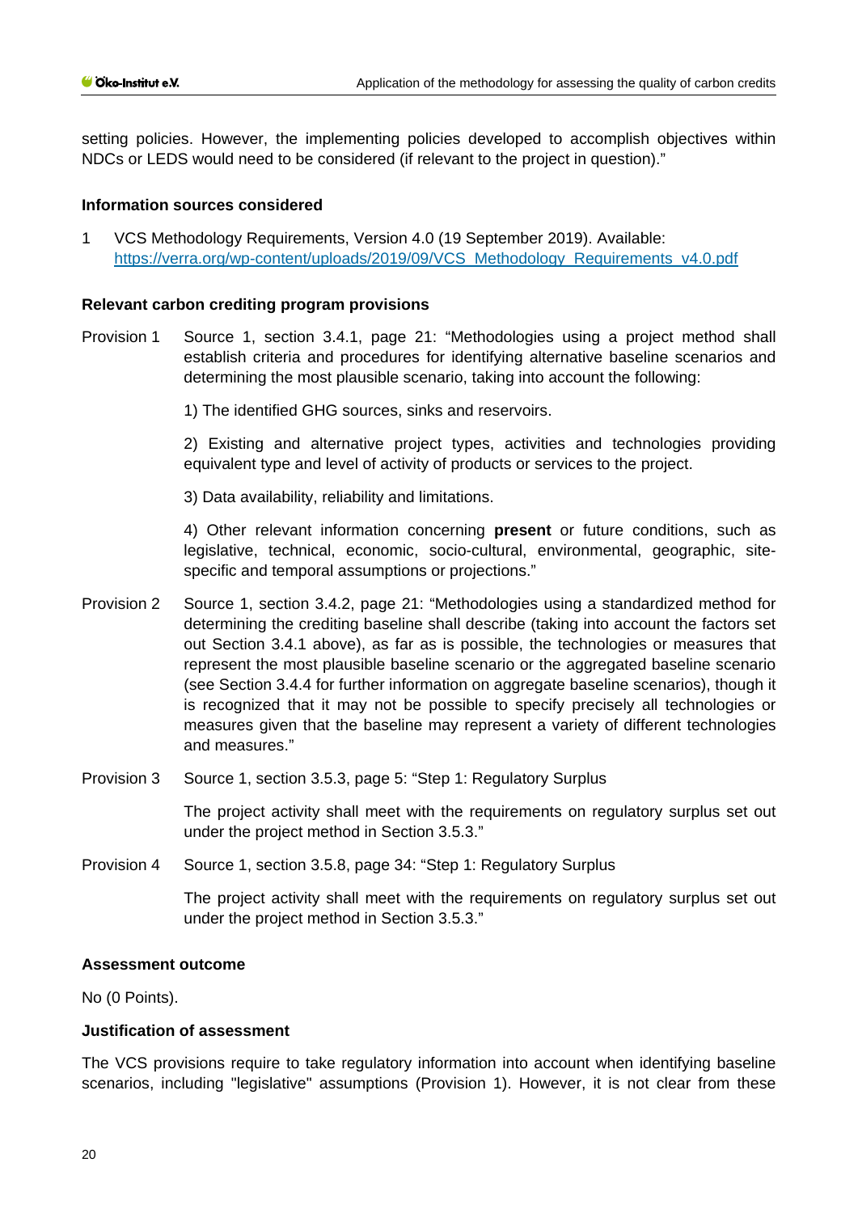setting policies. However, the implementing policies developed to accomplish objectives within NDCs or LEDS would need to be considered (if relevant to the project in question)."

#### Information sources considered

1 VCS Methodology Requirements, Version 4.0 (19 September 2019). Available: [https://verra.org/wp-content/uploads/2019/09/VCS_Methodology_Requirements_v4.0.pdf](https://verra.org/wp-content/uploads/2019/09/VCS_Methodology_Requirements_v4.0.pdf)

#### Relevant carbon crediting program provisions

Provision 1 Source 1, section 3.4.1, page 21: "Methodologies using a project method shall establish criteria and procedures for identifying alternative baseline scenarios and determining the most plausible scenario, taking into account the following:

1) The identified GHG sources, sinks and reservoirs.

2) Existing and alternative project types, activities and technologies providing equivalent type and level of activity of products or services to the project.

3) Data availability, reliability and limitations.

4) Other relevant information concerning **present** or future conditions, such as legislative, technical, economic, socio-cultural, environmental, geographic, site-specific and temporal assumptions or projections."

Provision 2 Source 1, section 3.4.2, page 21: "Methodologies using a standardized method for determining the crediting baseline shall describe (taking into account the factors set out Section 3.4.1 above), as far as is possible, the technologies or measures that represent the most plausible baseline scenario or the aggregated baseline scenario (see Section 3.4.4 for further information on aggregate baseline scenarios), though it is recognized that it may not be possible to specify precisely all technologies or measures given that the baseline may represent a variety of different technologies and measures."

Provision 3 Source 1, section 3.5.3, page 5: "Step 1: Regulatory Surplus

The project activity shall meet with the requirements on regulatory surplus set out under the project method in Section 3.5.3."

Provision 4 Source 1, section 3.5.8, page 34: "Step 1: Regulatory Surplus

The project activity shall meet with the requirements on regulatory surplus set out under the project method in Section 3.5.3."

#### Assessment outcome

No (0 Points).

#### Justification of assessment

The VCS provisions require to take regulatory information into account when identifying baseline scenarios, including "legislative" assumptions (Provision 1). However, it is not clear from these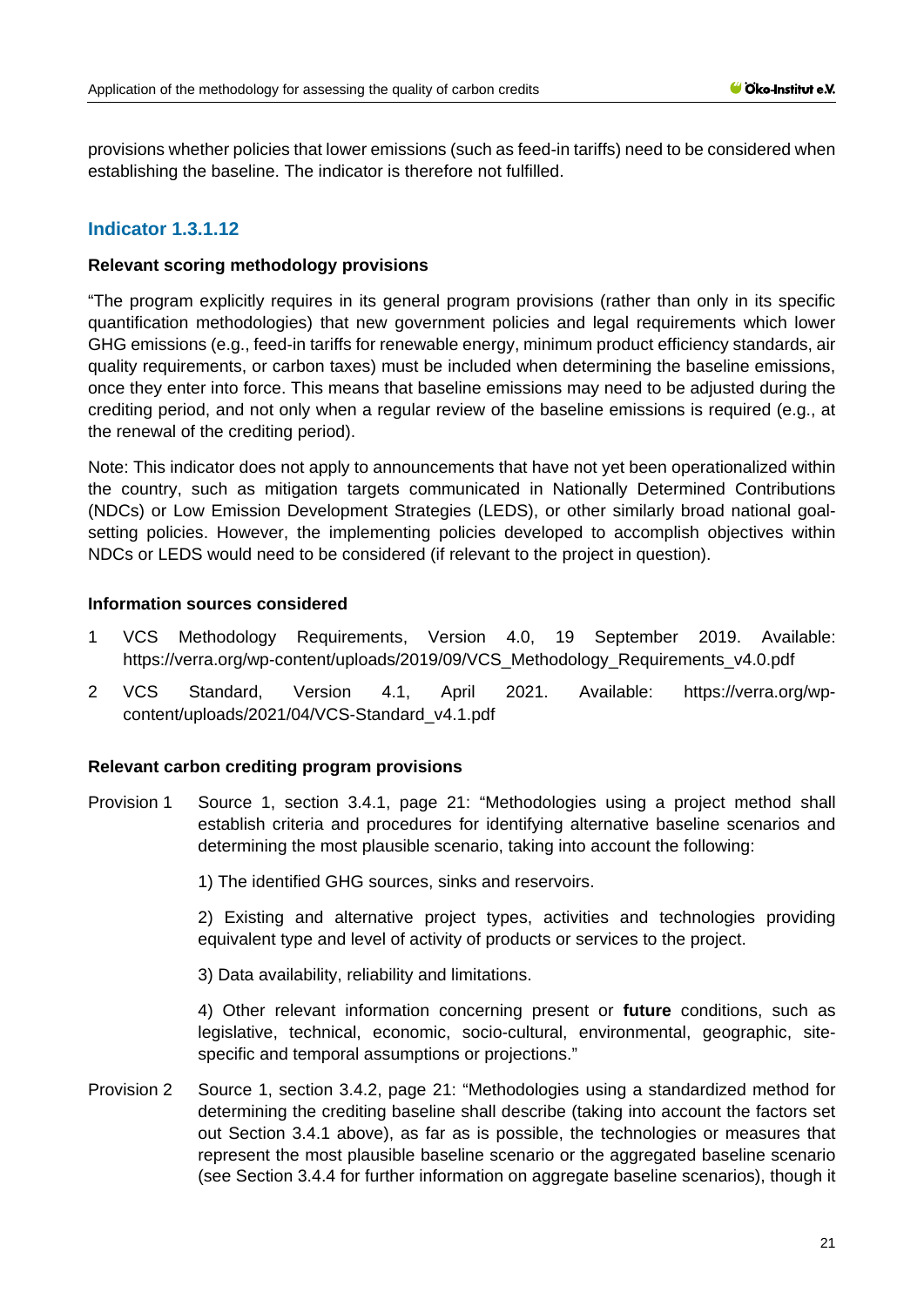provisions whether policies that lower emissions (such as feed-in tariffs) need to be considered when establishing the baseline. The indicator is therefore not fulfilled.

### Indicator 1.3.1.12

#### Relevant scoring methodology provisions

"The program explicitly requires in its general program provisions (rather than only in its specific quantification methodologies) that new government policies and legal requirements which lower GHG emissions (e.g., feed-in tariffs for renewable energy, minimum product efficiency standards, air quality requirements, or carbon taxes) must be included when determining the baseline emissions, once they enter into force. This means that baseline emissions may need to be adjusted during the crediting period, and not only when a regular review of the baseline emissions is required (e.g., at the renewal of the crediting period).

Note: This indicator does not apply to announcements that have not yet been operationalized within the country, such as mitigation targets communicated in Nationally Determined Contributions (NDCs) or Low Emission Development Strategies (LEDS), or other similarly broad national goal-setting policies. However, the implementing policies developed to accomplish objectives within NDCs or LEDS would need to be considered (if relevant to the project in question).

#### Information sources considered

1 VCS Methodology Requirements, Version 4.0, 19 September 2019. Available: https://verra.org/wp-content/uploads/2019/09/VCS_Methodology_Requirements_v4.0.pdf

2 VCS Standard, Version 4.1, April 2021. Available: https://verra.org/wp-content/uploads/2021/04/VCS-Standard_v4.1.pdf

#### Relevant carbon crediting program provisions

Provision 1 Source 1, section 3.4.1, page 21: "Methodologies using a project method shall establish criteria and procedures for identifying alternative baseline scenarios and determining the most plausible scenario, taking into account the following:

1) The identified GHG sources, sinks and reservoirs.

2) Existing and alternative project types, activities and technologies providing equivalent type and level of activity of products or services to the project.

3) Data availability, reliability and limitations.

4) Other relevant information concerning present or **future** conditions, such as legislative, technical, economic, socio-cultural, environmental, geographic, site-specific and temporal assumptions or projections."

Provision 2 Source 1, section 3.4.2, page 21: "Methodologies using a standardized method for determining the crediting baseline shall describe (taking into account the factors set out Section 3.4.1 above), as far as is possible, the technologies or measures that represent the most plausible baseline scenario or the aggregated baseline scenario (see Section 3.4.4 for further information on aggregate baseline scenarios), though it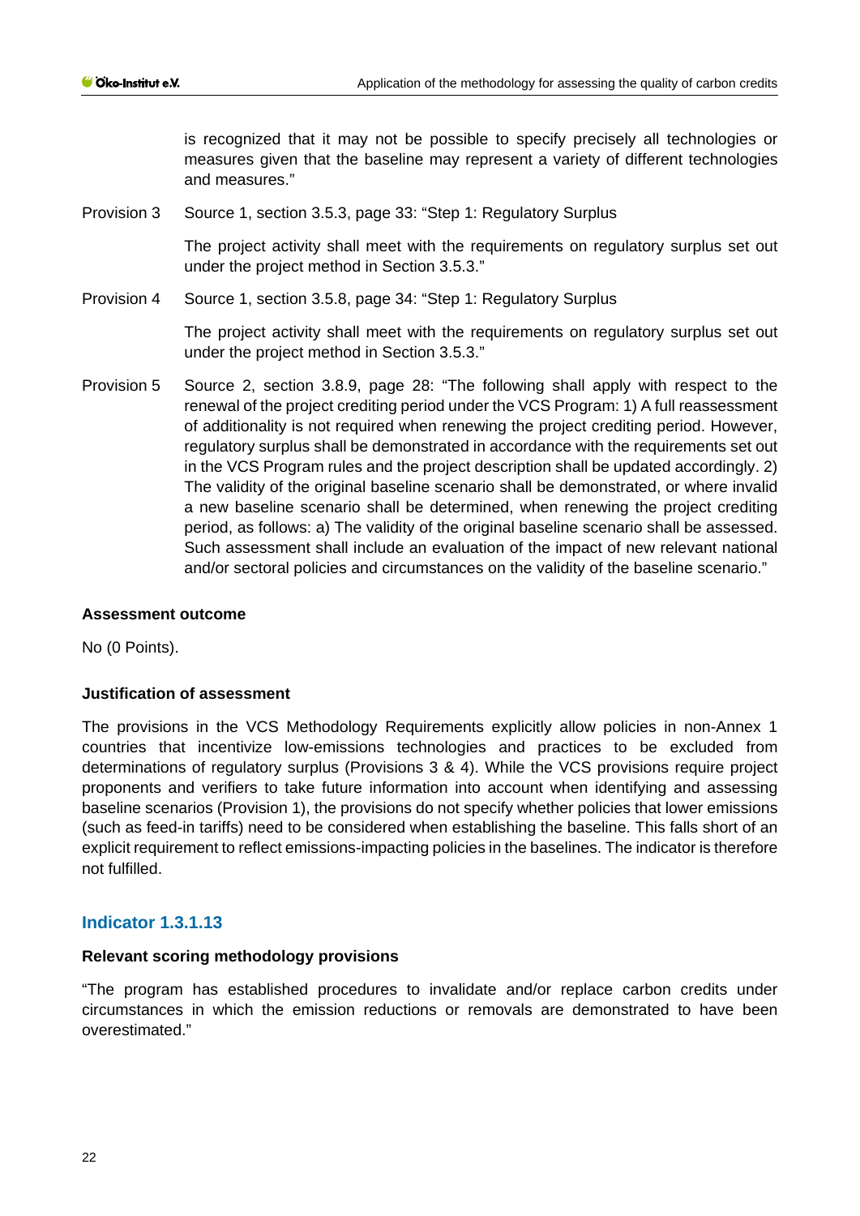is recognized that it may not be possible to specify precisely all technologies or measures given that the baseline may represent a variety of different technologies and measures."

Provision 3 Source 1, section 3.5.3, page 33: "Step 1: Regulatory Surplus

The project activity shall meet with the requirements on regulatory surplus set out under the project method in Section 3.5.3."

Provision 4 Source 1, section 3.5.8, page 34: "Step 1: Regulatory Surplus

The project activity shall meet with the requirements on regulatory surplus set out under the project method in Section 3.5.3."

Provision 5 Source 2, section 3.8.9, page 28: "The following shall apply with respect to the renewal of the project crediting period under the VCS Program: 1) A full reassessment of additionality is not required when renewing the project crediting period. However, regulatory surplus shall be demonstrated in accordance with the requirements set out in the VCS Program rules and the project description shall be updated accordingly. 2) The validity of the original baseline scenario shall be demonstrated, or where invalid a new baseline scenario shall be determined, when renewing the project crediting period, as follows: a) The validity of the original baseline scenario shall be assessed. Such assessment shall include an evaluation of the impact of new relevant national and/or sectoral policies and circumstances on the validity of the baseline scenario."

**Assessment outcome**

No (0 Points).

**Justification of assessment**

The provisions in the VCS Methodology Requirements explicitly allow policies in non-Annex 1 countries that incentivize low-emissions technologies and practices to be excluded from determinations of regulatory surplus (Provisions 3 & 4). While the VCS provisions require project proponents and verifiers to take future information into account when identifying and assessing baseline scenarios (Provision 1), the provisions do not specify whether policies that lower emissions (such as feed-in tariffs) need to be considered when establishing the baseline. This falls short of an explicit requirement to reflect emissions-impacting policies in the baselines. The indicator is therefore not fulfilled.

### Indicator 1.3.1.13

**Relevant scoring methodology provisions**

"The program has established procedures to invalidate and/or replace carbon credits under circumstances in which the emission reductions or removals are demonstrated to have been overestimated."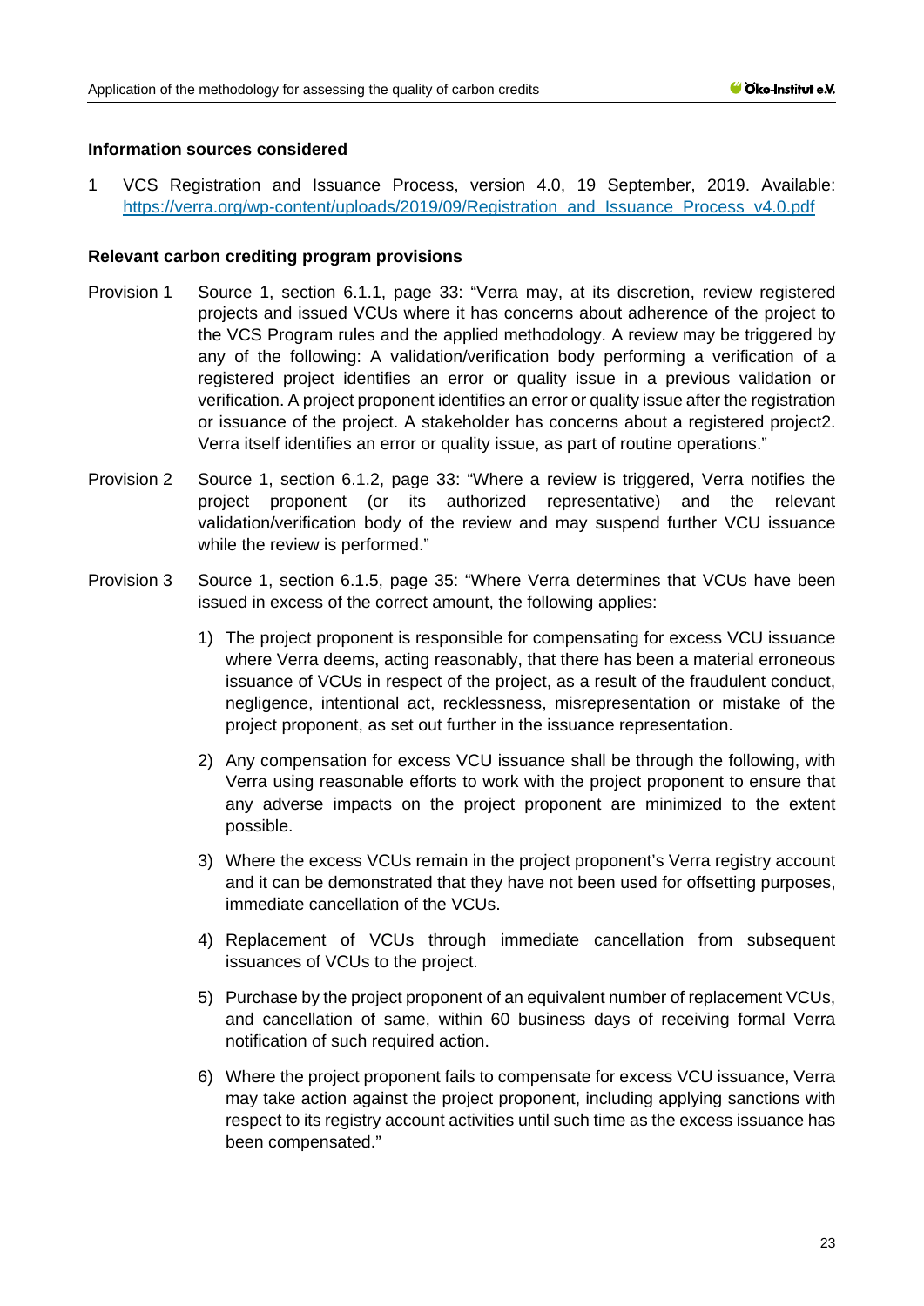**Information sources considered**

1 VCS Registration and Issuance Process, version 4.0, 19 September, 2019. Available: https://verra.org/wp-content/uploads/2019/09/Registration_and_Issuance_Process_v4.0.pdf

**Relevant carbon crediting program provisions**

Provision 1 Source 1, section 6.1.1, page 33: "Verra may, at its discretion, review registered projects and issued VCUs where it has concerns about adherence of the project to the VCS Program rules and the applied methodology. A review may be triggered by any of the following: A validation/verification body performing a verification of a registered project identifies an error or quality issue in a previous validation or verification. A project proponent identifies an error or quality issue after the registration or issuance of the project. A stakeholder has concerns about a registered project2. Verra itself identifies an error or quality issue, as part of routine operations."

Provision 2 Source 1, section 6.1.2, page 33: "Where a review is triggered, Verra notifies the project proponent (or its authorized representative) and the relevant validation/verification body of the review and may suspend further VCU issuance while the review is performed."

Provision 3 Source 1, section 6.1.5, page 35: "Where Verra determines that VCUs have been issued in excess of the correct amount, the following applies:

1) The project proponent is responsible for compensating for excess VCU issuance where Verra deems, acting reasonably, that there has been a material erroneous issuance of VCUs in respect of the project, as a result of the fraudulent conduct, negligence, intentional act, recklessness, misrepresentation or mistake of the project proponent, as set out further in the issuance representation.

2) Any compensation for excess VCU issuance shall be through the following, with Verra using reasonable efforts to work with the project proponent to ensure that any adverse impacts on the project proponent are minimized to the extent possible.

3) Where the excess VCUs remain in the project proponent's Verra registry account and it can be demonstrated that they have not been used for offsetting purposes, immediate cancellation of the VCUs.

4) Replacement of VCUs through immediate cancellation from subsequent issuances of VCUs to the project.

5) Purchase by the project proponent of an equivalent number of replacement VCUs, and cancellation of same, within 60 business days of receiving formal Verra notification of such required action.

6) Where the project proponent fails to compensate for excess VCU issuance, Verra may take action against the project proponent, including applying sanctions with respect to its registry account activities until such time as the excess issuance has been compensated."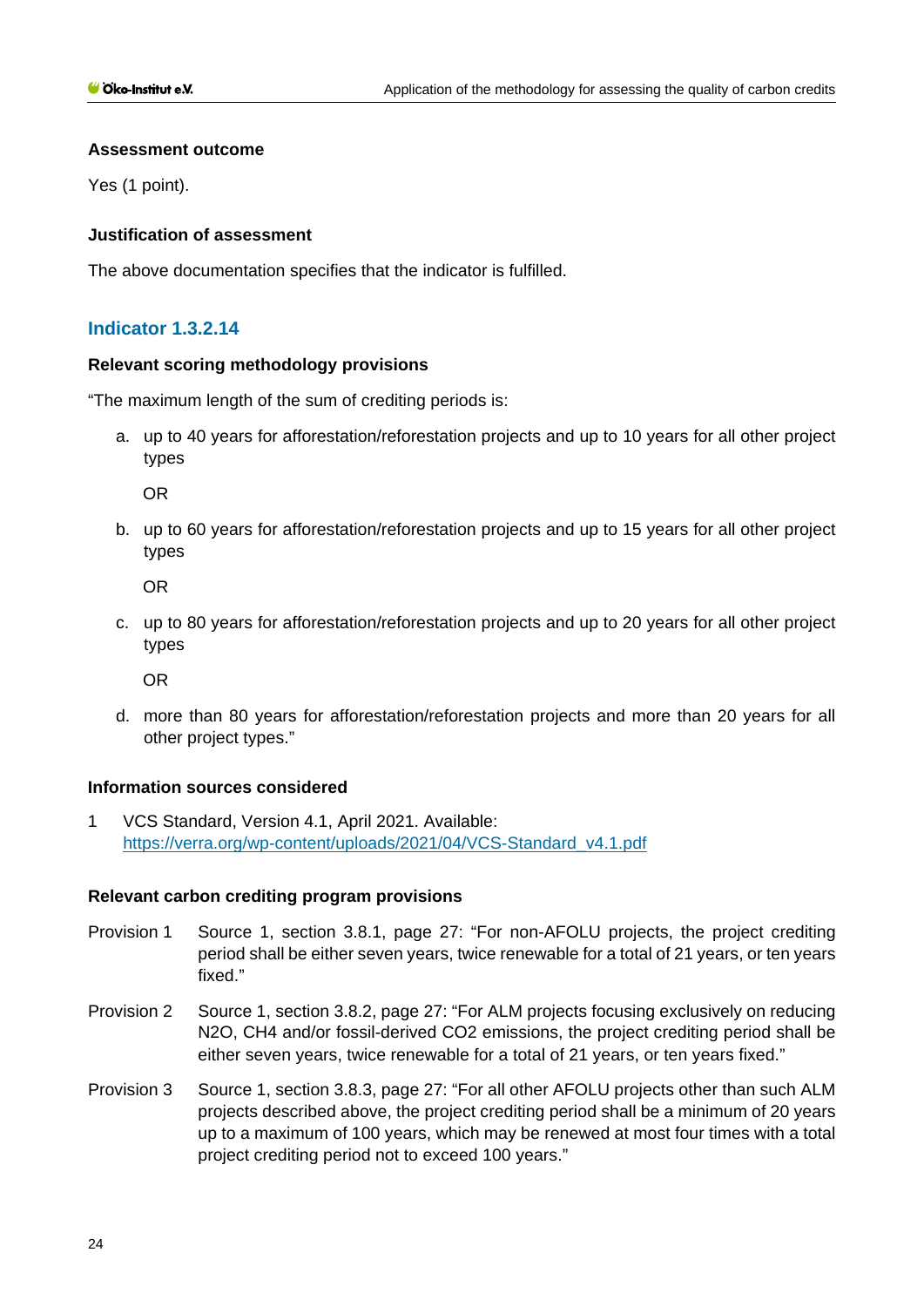#### Assessment outcome

Yes (1 point).

#### Justification of assessment

The above documentation specifies that the indicator is fulfilled.

### Indicator 1.3.2.14

#### Relevant scoring methodology provisions

"The maximum length of the sum of crediting periods is:

a. up to 40 years for afforestation/reforestation projects and up to 10 years for all other project types

   OR

b. up to 60 years for afforestation/reforestation projects and up to 15 years for all other project types

   OR

c. up to 80 years for afforestation/reforestation projects and up to 20 years for all other project types

   OR

d. more than 80 years for afforestation/reforestation projects and more than 20 years for all other project types."

#### Information sources considered

1 VCS Standard, Version 4.1, April 2021. Available: https://verra.org/wp-content/uploads/2021/04/VCS-Standard_v4.1.pdf

#### Relevant carbon crediting program provisions

Provision 1 Source 1, section 3.8.1, page 27: "For non-AFOLU projects, the project crediting period shall be either seven years, twice renewable for a total of 21 years, or ten years fixed."

Provision 2 Source 1, section 3.8.2, page 27: "For ALM projects focusing exclusively on reducing $N_2O$, $CH_4$ and/or fossil-derived $CO_2$ emissions, the project crediting period shall be either seven years, twice renewable for a total of 21 years, or ten years fixed."

Provision 3 Source 1, section 3.8.3, page 27: "For all other AFOLU projects other than such ALM projects described above, the project crediting period shall be a minimum of 20 years up to a maximum of 100 years, which may be renewed at most four times with a total project crediting period not to exceed 100 years."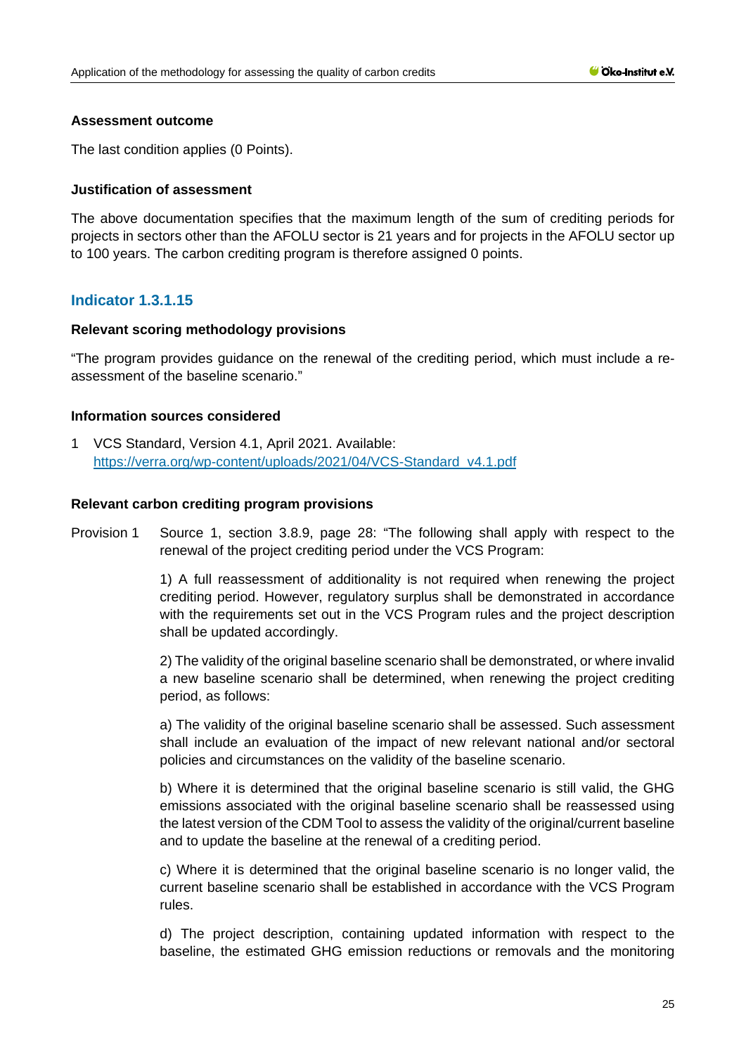**Assessment outcome**

The last condition applies (0 Points).

**Justification of assessment**

The above documentation specifies that the maximum length of the sum of crediting periods for projects in sectors other than the AFOLU sector is 21 years and for projects in the AFOLU sector up to 100 years. The carbon crediting program is therefore assigned 0 points.

## Indicator 1.3.1.15

**Relevant scoring methodology provisions**

"The program provides guidance on the renewal of the crediting period, which must include a re-assessment of the baseline scenario."

**Information sources considered**

1 VCS Standard, Version 4.1, April 2021. Available: https://verra.org/wp-content/uploads/2021/04/VCS-Standard_v4.1.pdf

**Relevant carbon crediting program provisions**

Provision 1 Source 1, section 3.8.9, page 28: "The following shall apply with respect to the renewal of the project crediting period under the VCS Program:

1) A full reassessment of additionality is not required when renewing the project crediting period. However, regulatory surplus shall be demonstrated in accordance with the requirements set out in the VCS Program rules and the project description shall be updated accordingly.

2) The validity of the original baseline scenario shall be demonstrated, or where invalid a new baseline scenario shall be determined, when renewing the project crediting period, as follows:

a) The validity of the original baseline scenario shall be assessed. Such assessment shall include an evaluation of the impact of new relevant national and/or sectoral policies and circumstances on the validity of the baseline scenario.

b) Where it is determined that the original baseline scenario is still valid, the GHG emissions associated with the original baseline scenario shall be reassessed using the latest version of the CDM Tool to assess the validity of the original/current baseline and to update the baseline at the renewal of a crediting period.

c) Where it is determined that the original baseline scenario is no longer valid, the current baseline scenario shall be established in accordance with the VCS Program rules.

d) The project description, containing updated information with respect to the baseline, the estimated GHG emission reductions or removals and the monitoring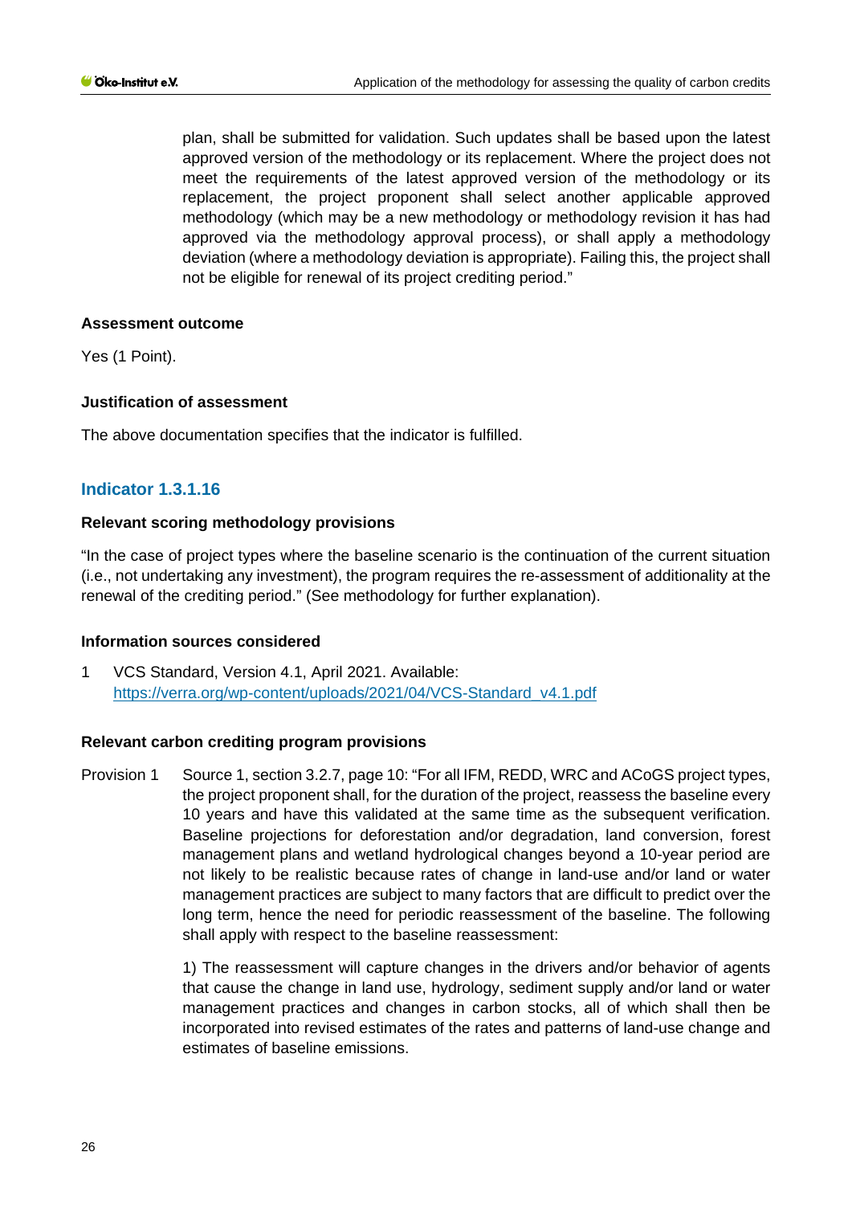plan, shall be submitted for validation. Such updates shall be based upon the latest approved version of the methodology or its replacement. Where the project does not meet the requirements of the latest approved version of the methodology or its replacement, the project proponent shall select another applicable approved methodology (which may be a new methodology or methodology revision it has had approved via the methodology approval process), or shall apply a methodology deviation (where a methodology deviation is appropriate). Failing this, the project shall not be eligible for renewal of its project crediting period."

**Assessment outcome**

Yes (1 Point).

**Justification of assessment**

The above documentation specifies that the indicator is fulfilled.

### Indicator 1.3.1.16

**Relevant scoring methodology provisions**

"In the case of project types where the baseline scenario is the continuation of the current situation (i.e., not undertaking any investment), the program requires the re-assessment of additionality at the renewal of the crediting period." (See methodology for further explanation).

**Information sources considered**

1 VCS Standard, Version 4.1, April 2021. Available: https://verra.org/wp-content/uploads/2021/04/VCS-Standard_v4.1.pdf

**Relevant carbon crediting program provisions**

Provision 1 Source 1, section 3.2.7, page 10: "For all IFM, REDD, WRC and ACoGS project types, the project proponent shall, for the duration of the project, reassess the baseline every 10 years and have this validated at the same time as the subsequent verification. Baseline projections for deforestation and/or degradation, land conversion, forest management plans and wetland hydrological changes beyond a 10-year period are not likely to be realistic because rates of change in land-use and/or land or water management practices are subject to many factors that are difficult to predict over the long term, hence the need for periodic reassessment of the baseline. The following shall apply with respect to the baseline reassessment:

1) The reassessment will capture changes in the drivers and/or behavior of agents that cause the change in land use, hydrology, sediment supply and/or land or water management practices and changes in carbon stocks, all of which shall then be incorporated into revised estimates of the rates and patterns of land-use change and estimates of baseline emissions.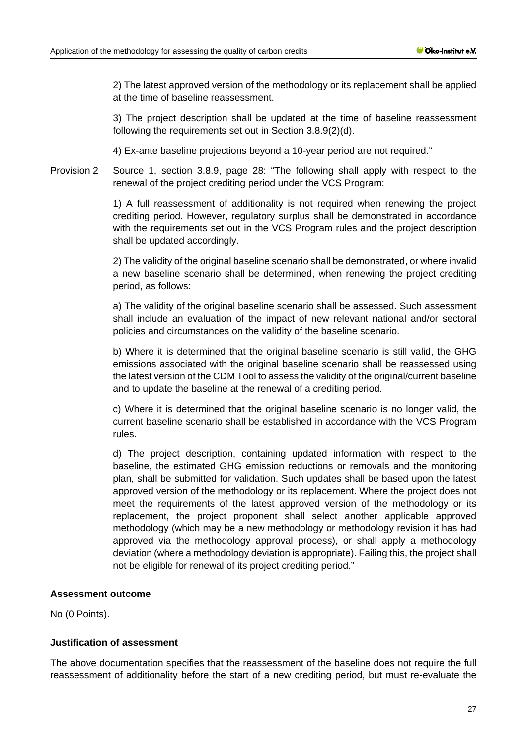2) The latest approved version of the methodology or its replacement shall be applied at the time of baseline reassessment.

3) The project description shall be updated at the time of baseline reassessment following the requirements set out in Section 3.8.9(2)(d).

4) Ex-ante baseline projections beyond a 10-year period are not required."

Provision 2 Source 1, section 3.8.9, page 28: "The following shall apply with respect to the renewal of the project crediting period under the VCS Program:

1) A full reassessment of additionality is not required when renewing the project crediting period. However, regulatory surplus shall be demonstrated in accordance with the requirements set out in the VCS Program rules and the project description shall be updated accordingly.

2) The validity of the original baseline scenario shall be demonstrated, or where invalid a new baseline scenario shall be determined, when renewing the project crediting period, as follows:

a) The validity of the original baseline scenario shall be assessed. Such assessment shall include an evaluation of the impact of new relevant national and/or sectoral policies and circumstances on the validity of the baseline scenario.

b) Where it is determined that the original baseline scenario is still valid, the GHG emissions associated with the original baseline scenario shall be reassessed using the latest version of the CDM Tool to assess the validity of the original/current baseline and to update the baseline at the renewal of a crediting period.

c) Where it is determined that the original baseline scenario is no longer valid, the current baseline scenario shall be established in accordance with the VCS Program rules.

d) The project description, containing updated information with respect to the baseline, the estimated GHG emission reductions or removals and the monitoring plan, shall be submitted for validation. Such updates shall be based upon the latest approved version of the methodology or its replacement. Where the project does not meet the requirements of the latest approved version of the methodology or its replacement, the project proponent shall select another applicable approved methodology (which may be a new methodology or methodology revision it has had approved via the methodology approval process), or shall apply a methodology deviation (where a methodology deviation is appropriate). Failing this, the project shall not be eligible for renewal of its project crediting period."

**Assessment outcome**

No (0 Points).

**Justification of assessment**

The above documentation specifies that the reassessment of the baseline does not require the full reassessment of additionality before the start of a new crediting period, but must re-evaluate the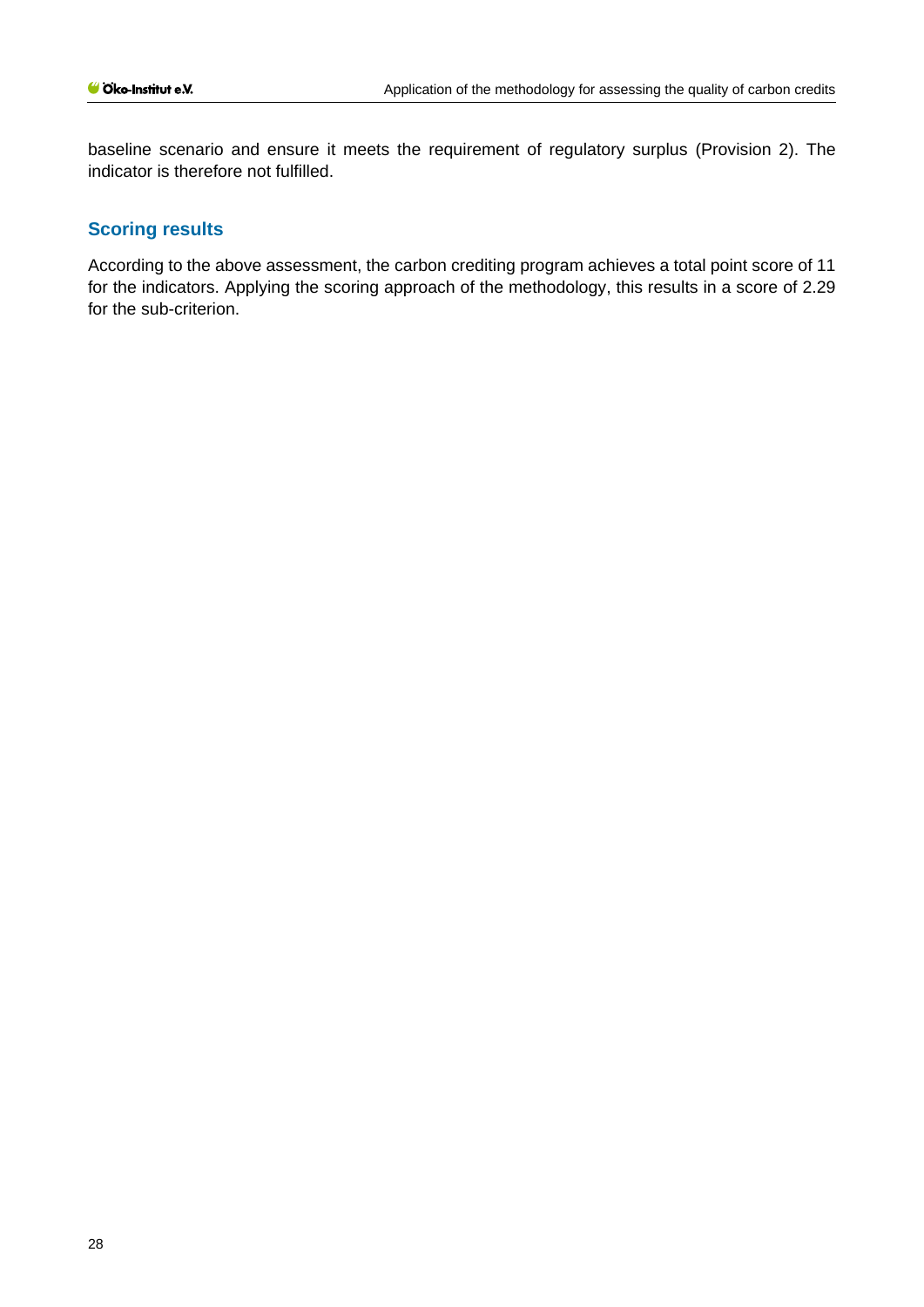baseline scenario and ensure it meets the requirement of regulatory surplus (Provision 2). The indicator is therefore not fulfilled.

### Scoring results

According to the above assessment, the carbon crediting program achieves a total point score of 11 for the indicators. Applying the scoring approach of the methodology, this results in a score of 2.29 for the sub-criterion.